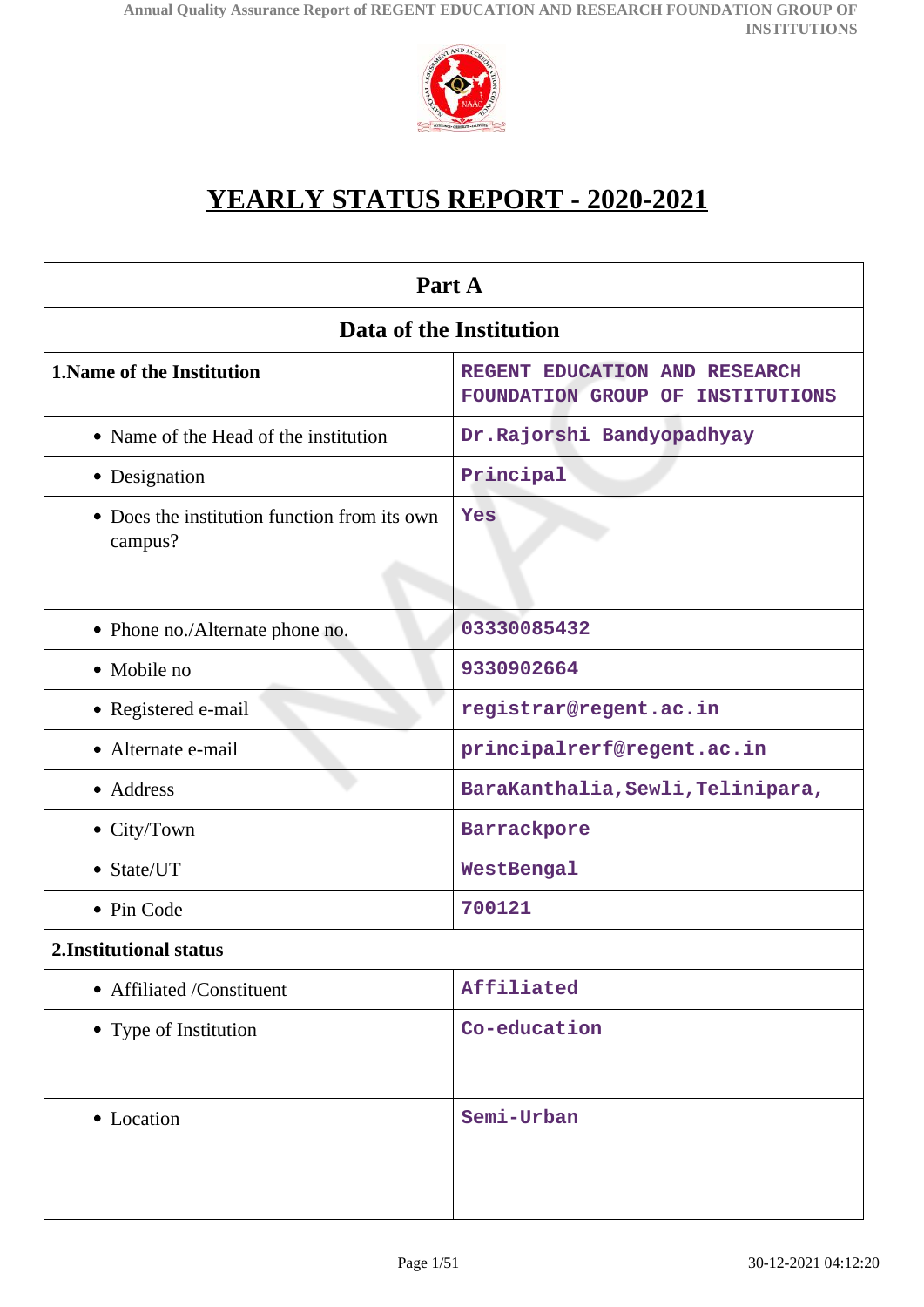# YEARLY STATUS REPORT - 2020-2021

| Part A | |
|---|---|
| **Data of the Institution** | |
| **1.Name of the Institution** | REGENT EDUCATION AND RESEARCH FOUNDATION GROUP OF INSTITUTIONS |
| • Name of the Head of the institution | Dr.Rajorshi Bandyopadhyay |
| • Designation | Principal |
| • Does the institution function from its own campus? | Yes |
| • Phone no./Alternate phone no. | 03330085432 |
| • Mobile no | 9330902664 |
| • Registered e-mail | registrar@regent.ac.in |
| • Alternate e-mail | principalrerf@regent.ac.in |
| • Address | BaraKanthalia,Sewli,Telinipara, |
| • City/Town | Barrackpore |
| • State/UT | WestBengal |
| • Pin Code | 700121 |
| **2.Institutional status** | |
| • Affiliated /Constituent | Affiliated |
| • Type of Institution | Co-education |
| • Location | Semi-Urban |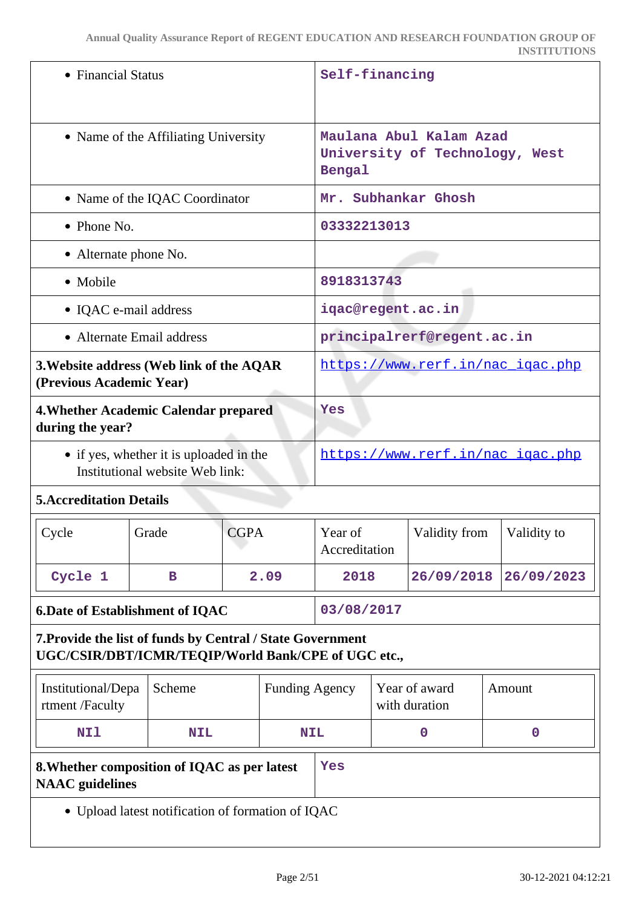| | |
|---|---|
| • Financial Status | Self-financing |
| • Name of the Affiliating University | Maulana Abul Kalam Azad University of Technology, West Bengal |
| • Name of the IQAC Coordinator | Mr. Subhankar Ghosh |
| • Phone No. | 03332213013 |
| • Alternate phone No. | |
| • Mobile | 8918313743 |
| • IQAC e-mail address | iqac@regent.ac.in |
| • Alternate Email address | principalrerf@regent.ac.in |
| **3.Website address (Web link of the AQAR (Previous Academic Year)** | https://www.rerf.in/nac_iqac.php |
| **4.Whether Academic Calendar prepared during the year?** | Yes |
| • if yes, whether it is uploaded in the Institutional website Web link: | https://www.rerf.in/nac_iqac.php |

**5.Accreditation Details**

| Cycle | Grade | CGPA | Year of Accreditation | Validity from | Validity to |
|---|---|---|---|---|---|
| Cycle 1 | B | 2.09 | 2018 | 26/09/2018 | 26/09/2023 |

| | |
|---|---|
| **6.Date of Establishment of IQAC** | 03/08/2017 |

**7.Provide the list of funds by Central / State Government UGC/CSIR/DBT/ICMR/TEQIP/World Bank/CPE of UGC etc.,**

| Institutional/Department /Faculty | Scheme | Funding Agency | Year of award with duration | Amount |
|---|---|---|---|---|
| NIl | NIL | NIL | 0 | 0 |

| | |
|---|---|
| **8.Whether composition of IQAC as per latest NAAC guidelines** | Yes |

• Upload latest notification of formation of IQAC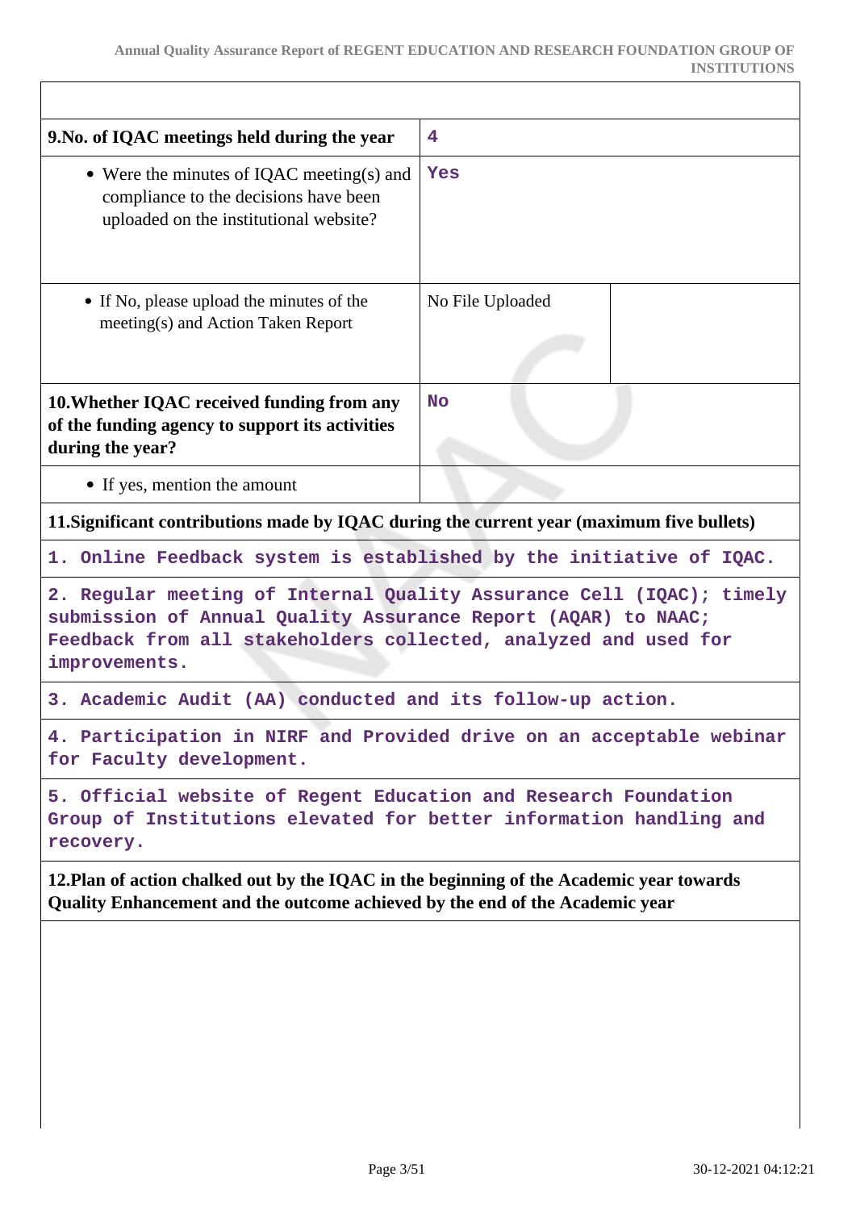| | |
|---|---|
| **9.No. of IQAC meetings held during the year** | **4** |
| • Were the minutes of IQAC meeting(s) and compliance to the decisions have been uploaded on the institutional website? | **Yes** |
| • If No, please upload the minutes of the meeting(s) and Action Taken Report | No File Uploaded |
| **10.Whether IQAC received funding from any of the funding agency to support its activities during the year?** | **No** |
| • If yes, mention the amount | |

**11.Significant contributions made by IQAC during the current year (maximum five bullets)**

1. Online Feedback system is established by the initiative of IQAC.

2. Regular meeting of Internal Quality Assurance Cell (IQAC); timely submission of Annual Quality Assurance Report (AQAR) to NAAC; Feedback from all stakeholders collected, analyzed and used for improvements.

3. Academic Audit (AA) conducted and its follow-up action.

4. Participation in NIRF and Provided drive on an acceptable webinar for Faculty development.

5. Official website of Regent Education and Research Foundation Group of Institutions elevated for better information handling and recovery.

**12.Plan of action chalked out by the IQAC in the beginning of the Academic year towards Quality Enhancement and the outcome achieved by the end of the Academic year**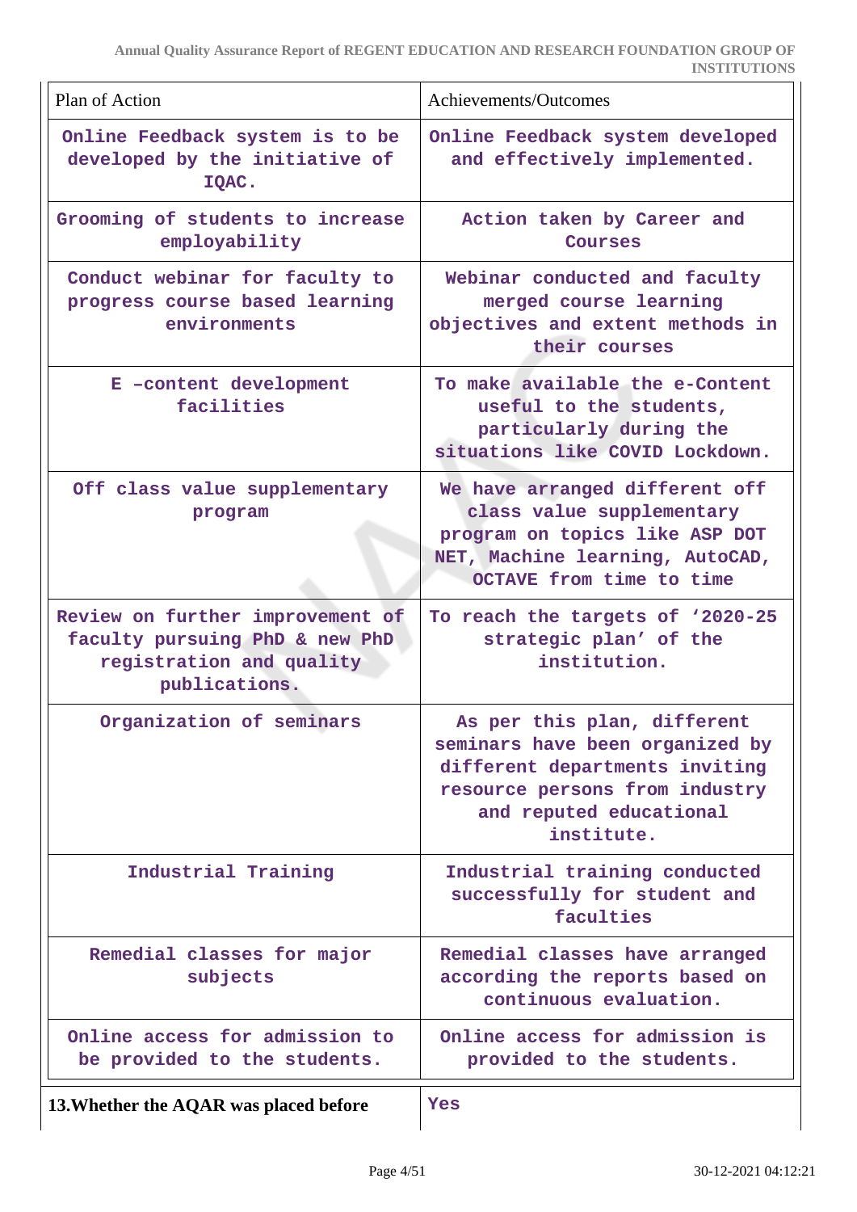| Plan of Action | Achievements/Outcomes |
|---|---|
| Online Feedback system is to be developed by the initiative of IQAC. | Online Feedback system developed and effectively implemented. |
| Grooming of students to increase employability | Action taken by Career and Courses |
| Conduct webinar for faculty to progress course based learning environments | Webinar conducted and faculty merged course learning objectives and extent methods in their courses |
| E –content development facilities | To make available the e-Content useful to the students, particularly during the situations like COVID Lockdown. |
| Off class value supplementary program | We have arranged different off class value supplementary program on topics like ASP DOT NET, Machine learning, AutoCAD, OCTAVE from time to time |
| Review on further improvement of faculty pursuing PhD & new PhD registration and quality publications. | To reach the targets of '2020-25 strategic plan' of the institution. |
| Organization of seminars | As per this plan, different seminars have been organized by different departments inviting resource persons from industry and reputed educational institute. |
| Industrial Training | Industrial training conducted successfully for student and faculties |
| Remedial classes for major subjects | Remedial classes have arranged according the reports based on continuous evaluation. |
| Online access for admission to be provided to the students. | Online access for admission is provided to the students. |

| **13.Whether the AQAR was placed before** | Yes |
|---|---|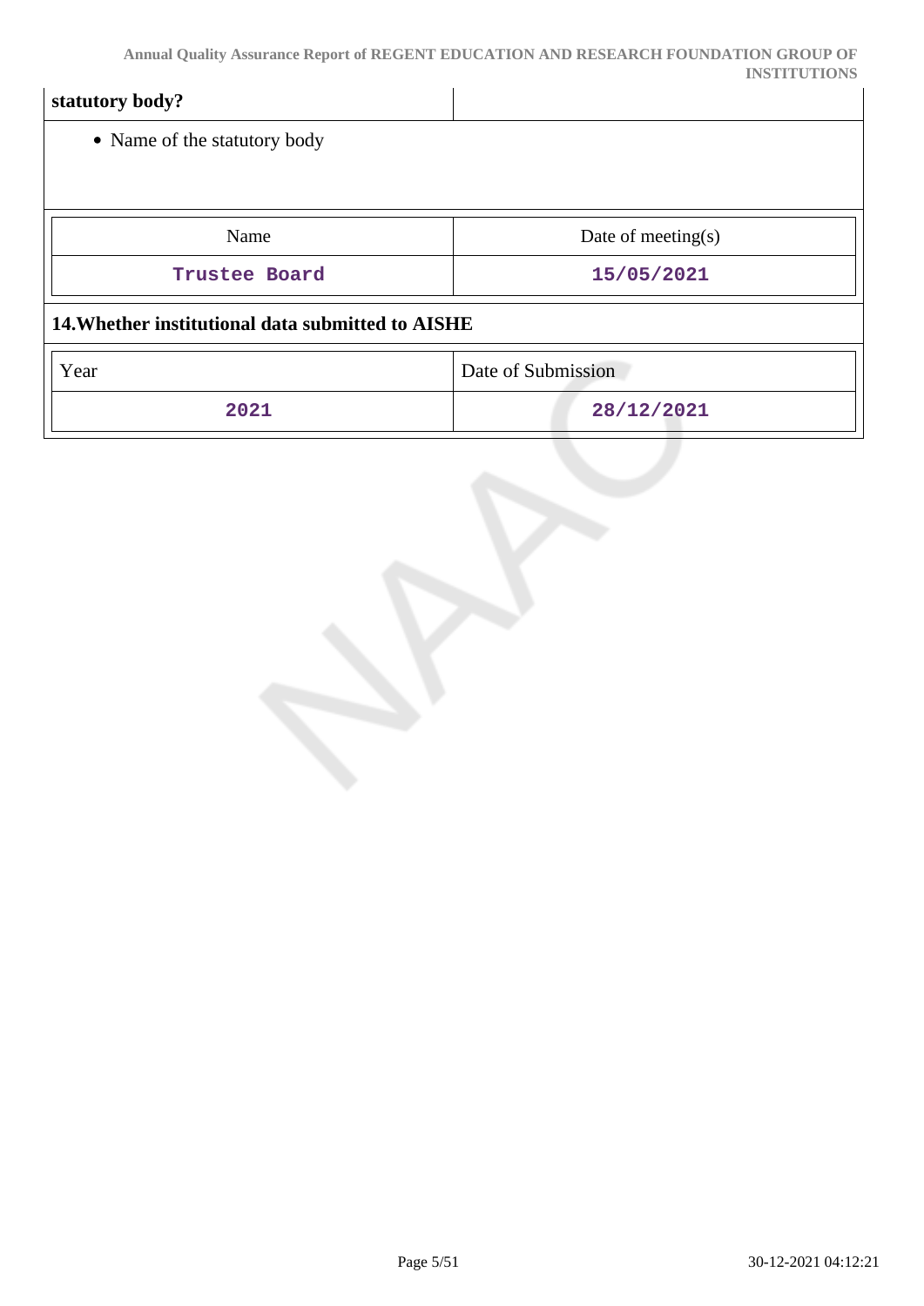**statutory body?**

- Name of the statutory body

| Name | Date of meeting(s) |
|---|---|
| Trustee Board | 15/05/2021 |

**14.Whether institutional data submitted to AISHE**

| Year | Date of Submission |
|---|---|
| 2021 | 28/12/2021 |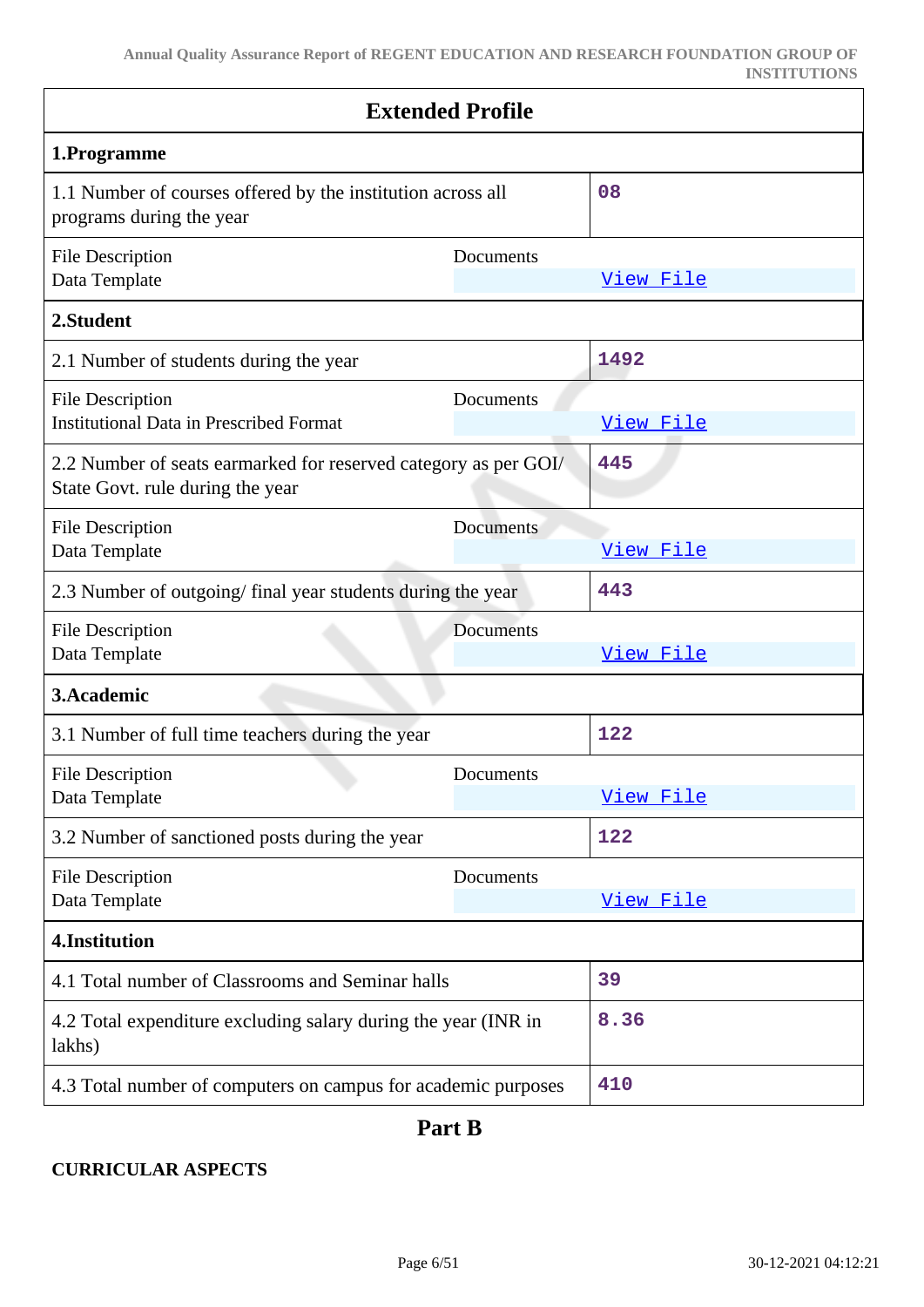## Extended Profile

| **1.Programme** | |
|---|---|
| 1.1 Number of courses offered by the institution across all programs during the year | 08 |
| File Description: Data Template | Documents: View File |

| **2.Student** | |
|---|---|
| 2.1 Number of students during the year | 1492 |
| File Description: Institutional Data in Prescribed Format | Documents: View File |
| 2.2 Number of seats earmarked for reserved category as per GOI/ State Govt. rule during the year | 445 |
| File Description: Data Template | Documents: View File |
| 2.3 Number of outgoing/ final year students during the year | 443 |
| File Description: Data Template | Documents: View File |

| **3.Academic** | |
|---|---|
| 3.1 Number of full time teachers during the year | 122 |
| File Description: Data Template | Documents: View File |
| 3.2 Number of sanctioned posts during the year | 122 |
| File Description: Data Template | Documents: View File |

| **4.Institution** | |
|---|---|
| 4.1 Total number of Classrooms and Seminar halls | 39 |
| 4.2 Total expenditure excluding salary during the year (INR in lakhs) | 8.36 |
| 4.3 Total number of computers on campus for academic purposes | 410 |

## Part B

**CURRICULAR ASPECTS**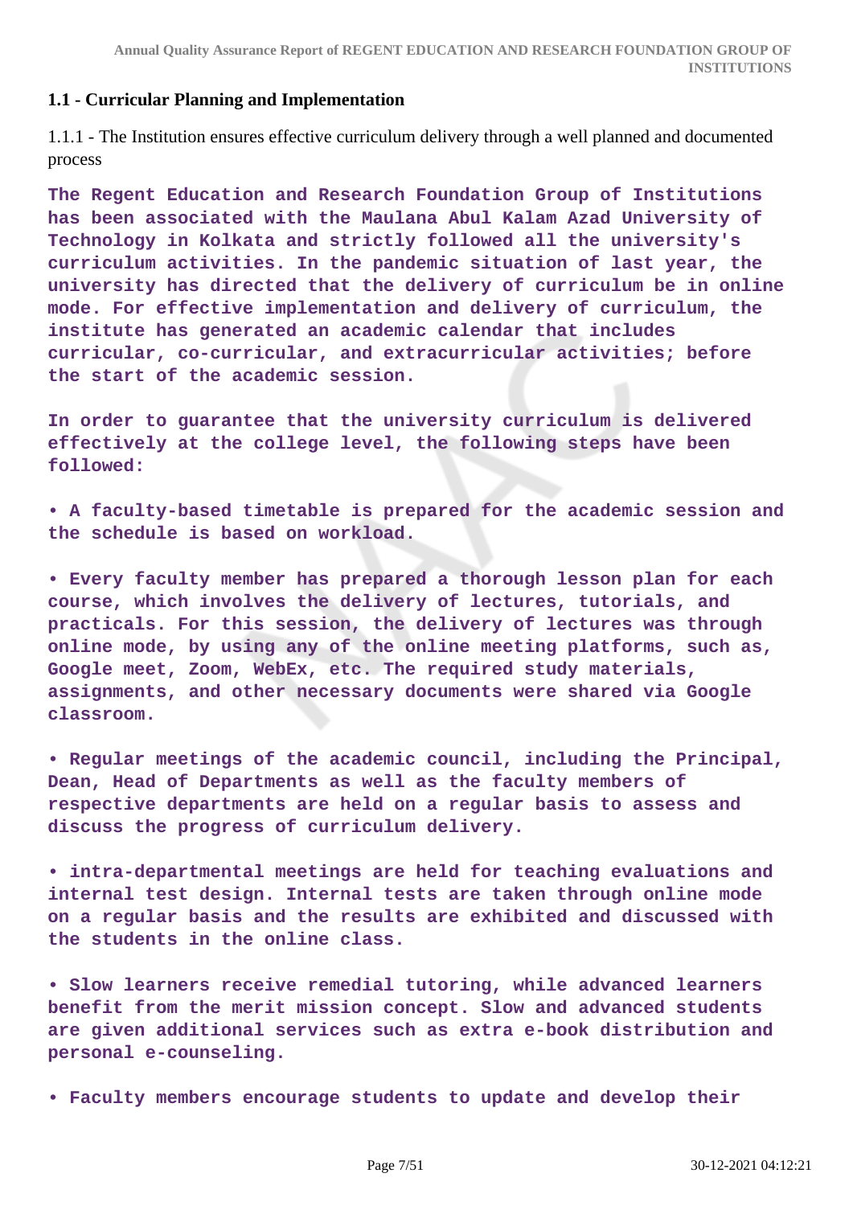### 1.1 - Curricular Planning and Implementation

1.1.1 - The Institution ensures effective curriculum delivery through a well planned and documented process

**The Regent Education and Research Foundation Group of Institutions has been associated with the Maulana Abul Kalam Azad University of Technology in Kolkata and strictly followed all the university's curriculum activities. In the pandemic situation of last year, the university has directed that the delivery of curriculum be in online mode. For effective implementation and delivery of curriculum, the institute has generated an academic calendar that includes curricular, co-curricular, and extracurricular activities; before the start of the academic session.**

**In order to guarantee that the university curriculum is delivered effectively at the college level, the following steps have been followed:**

- **A faculty-based timetable is prepared for the academic session and the schedule is based on workload.**

- **Every faculty member has prepared a thorough lesson plan for each course, which involves the delivery of lectures, tutorials, and practicals. For this session, the delivery of lectures was through online mode, by using any of the online meeting platforms, such as, Google meet, Zoom, WebEx, etc. The required study materials, assignments, and other necessary documents were shared via Google classroom.**

- **Regular meetings of the academic council, including the Principal, Dean, Head of Departments as well as the faculty members of respective departments are held on a regular basis to assess and discuss the progress of curriculum delivery.**

- **intra-departmental meetings are held for teaching evaluations and internal test design. Internal tests are taken through online mode on a regular basis and the results are exhibited and discussed with the students in the online class.**

- **Slow learners receive remedial tutoring, while advanced learners benefit from the merit mission concept. Slow and advanced students are given additional services such as extra e-book distribution and personal e-counseling.**

- **Faculty members encourage students to update and develop their**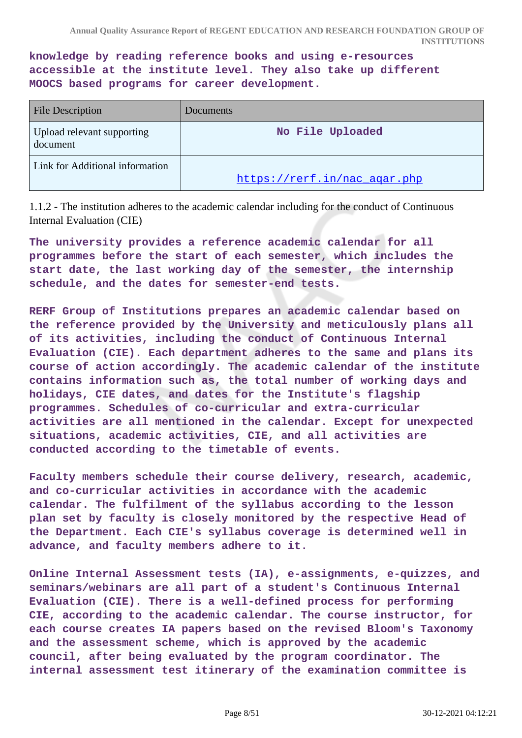**knowledge by reading reference books and using e-resources accessible at the institute level. They also take up different MOOCS based programs for career development.**

| File Description | Documents |
|---|---|
| Upload relevant supporting document | No File Uploaded |
| Link for Additional information | https://rerf.in/nac_aqar.php |

1.1.2 - The institution adheres to the academic calendar including for the conduct of Continuous Internal Evaluation (CIE)

**The university provides a reference academic calendar for all programmes before the start of each semester, which includes the start date, the last working day of the semester, the internship schedule, and the dates for semester-end tests.**

**RERF Group of Institutions prepares an academic calendar based on the reference provided by the University and meticulously plans all of its activities, including the conduct of Continuous Internal Evaluation (CIE). Each department adheres to the same and plans its course of action accordingly. The academic calendar of the institute contains information such as, the total number of working days and holidays, CIE dates, and dates for the Institute's flagship programmes. Schedules of co-curricular and extra-curricular activities are all mentioned in the calendar. Except for unexpected situations, academic activities, CIE, and all activities are conducted according to the timetable of events.**

**Faculty members schedule their course delivery, research, academic, and co-curricular activities in accordance with the academic calendar. The fulfilment of the syllabus according to the lesson plan set by faculty is closely monitored by the respective Head of the Department. Each CIE's syllabus coverage is determined well in advance, and faculty members adhere to it.**

**Online Internal Assessment tests (IA), e-assignments, e-quizzes, and seminars/webinars are all part of a student's Continuous Internal Evaluation (CIE). There is a well-defined process for performing CIE, according to the academic calendar. The course instructor, for each course creates IA papers based on the revised Bloom's Taxonomy and the assessment scheme, which is approved by the academic council, after being evaluated by the program coordinator. The internal assessment test itinerary of the examination committee is**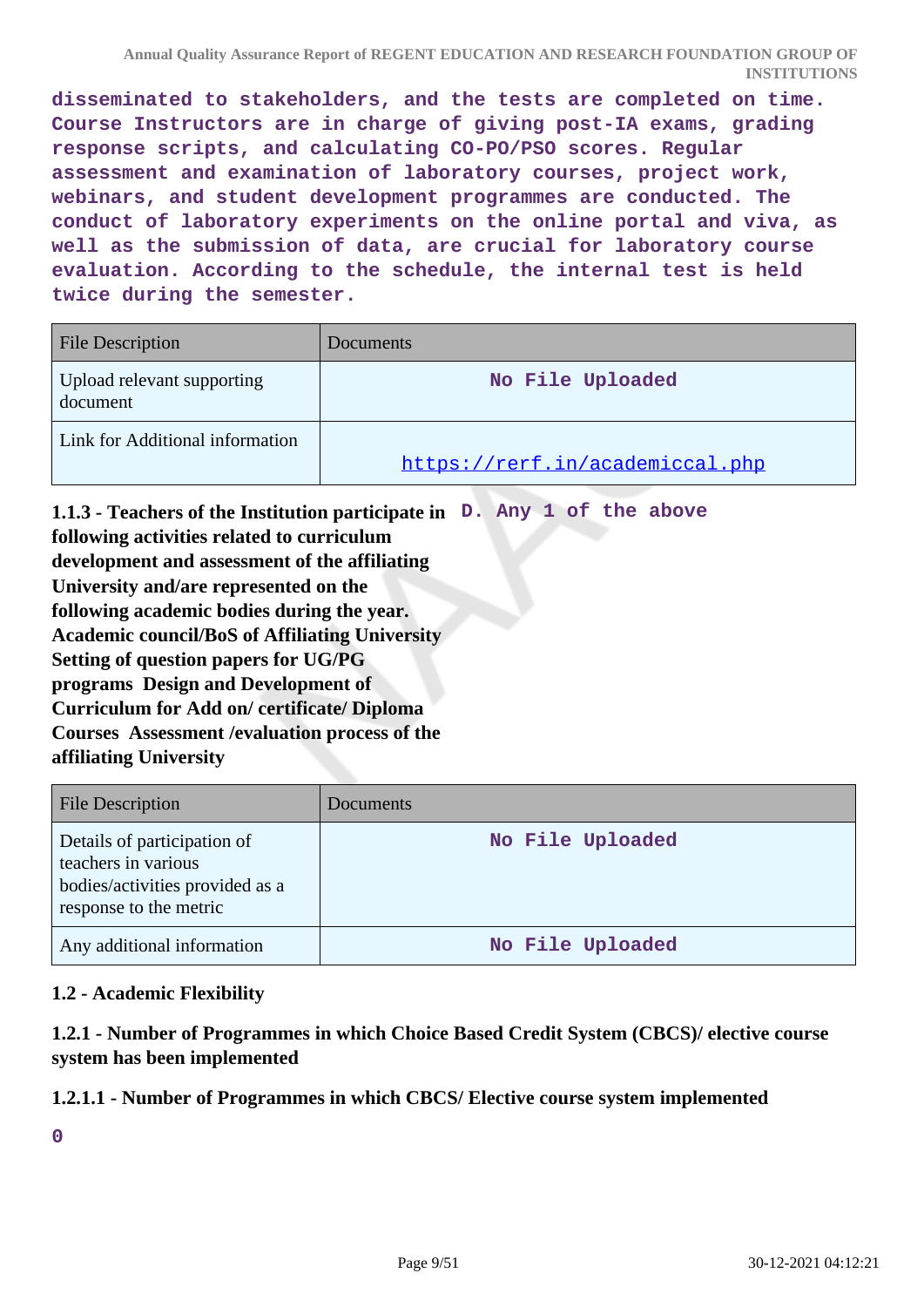disseminated to stakeholders, and the tests are completed on time. Course Instructors are in charge of giving post-IA exams, grading response scripts, and calculating CO-PO/PSO scores. Regular assessment and examination of laboratory courses, project work, webinars, and student development programmes are conducted. The conduct of laboratory experiments on the online portal and viva, as well as the submission of data, are crucial for laboratory course evaluation. According to the schedule, the internal test is held twice during the semester.

| File Description | Documents |
|---|---|
| Upload relevant supporting document | No File Uploaded |
| Link for Additional information | https://rerf.in/academiccal.php |

**1.1.3 - Teachers of the Institution participate in following activities related to curriculum development and assessment of the affiliating University and/are represented on the following academic bodies during the year. Academic council/BoS of Affiliating University Setting of question papers for UG/PG programs Design and Development of Curriculum for Add on/ certificate/ Diploma Courses Assessment /evaluation process of the affiliating University**

D. Any 1 of the above

| File Description | Documents |
|---|---|
| Details of participation of teachers in various bodies/activities provided as a response to the metric | No File Uploaded |
| Any additional information | No File Uploaded |

### 1.2 - Academic Flexibility

**1.2.1 - Number of Programmes in which Choice Based Credit System (CBCS)/ elective course system has been implemented**

**1.2.1.1 - Number of Programmes in which CBCS/ Elective course system implemented**

0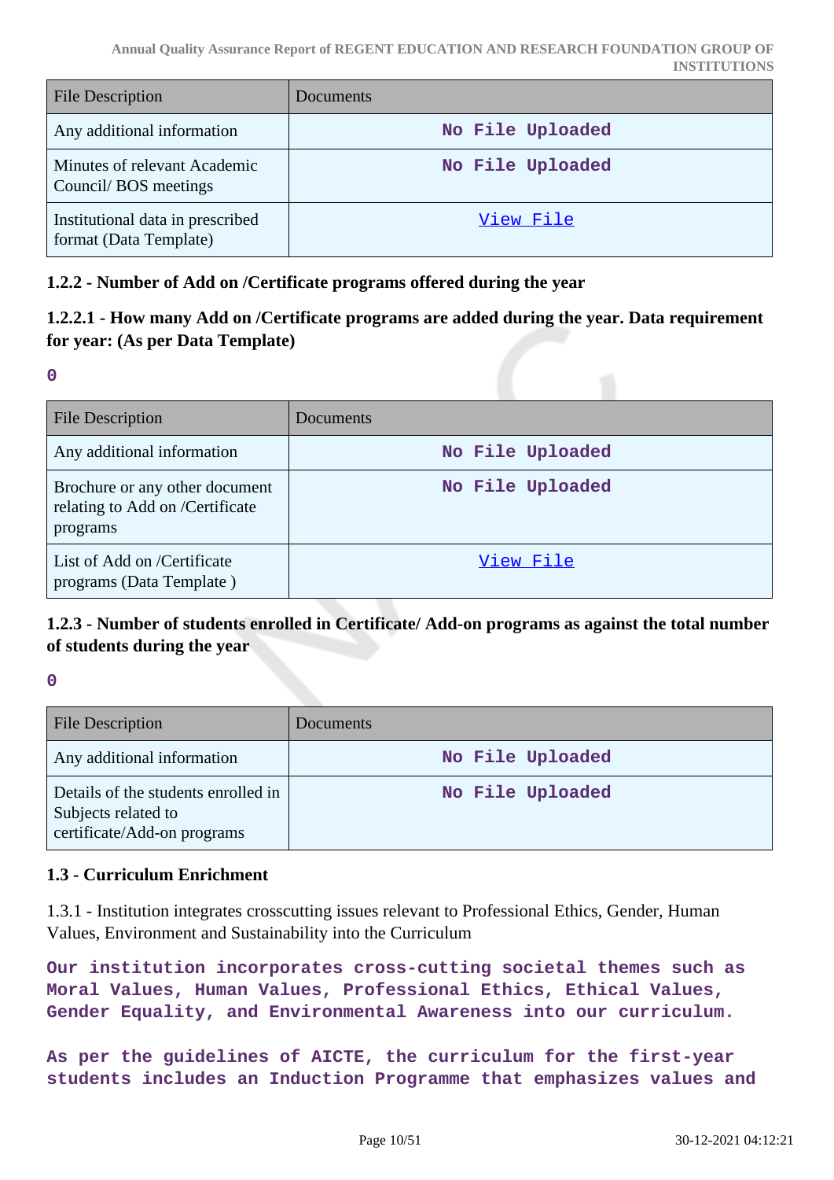| File Description | Documents |
|---|---|
| Any additional information | No File Uploaded |
| Minutes of relevant Academic Council/ BOS meetings | No File Uploaded |
| Institutional data in prescribed format (Data Template) | View File |

### 1.2.2 - Number of Add on /Certificate programs offered during the year

### 1.2.2.1 - How many Add on /Certificate programs are added during the year. Data requirement for year: (As per Data Template)

0

| File Description | Documents |
|---|---|
| Any additional information | No File Uploaded |
| Brochure or any other document relating to Add on /Certificate programs | No File Uploaded |
| List of Add on /Certificate programs (Data Template ) | View File |

### 1.2.3 - Number of students enrolled in Certificate/ Add-on programs as against the total number of students during the year

0

| File Description | Documents |
|---|---|
| Any additional information | No File Uploaded |
| Details of the students enrolled in Subjects related to certificate/Add-on programs | No File Uploaded |

### 1.3 - Curriculum Enrichment

1.3.1 - Institution integrates crosscutting issues relevant to Professional Ethics, Gender, Human Values, Environment and Sustainability into the Curriculum

Our institution incorporates cross-cutting societal themes such as Moral Values, Human Values, Professional Ethics, Ethical Values, Gender Equality, and Environmental Awareness into our curriculum.

As per the guidelines of AICTE, the curriculum for the first-year students includes an Induction Programme that emphasizes values and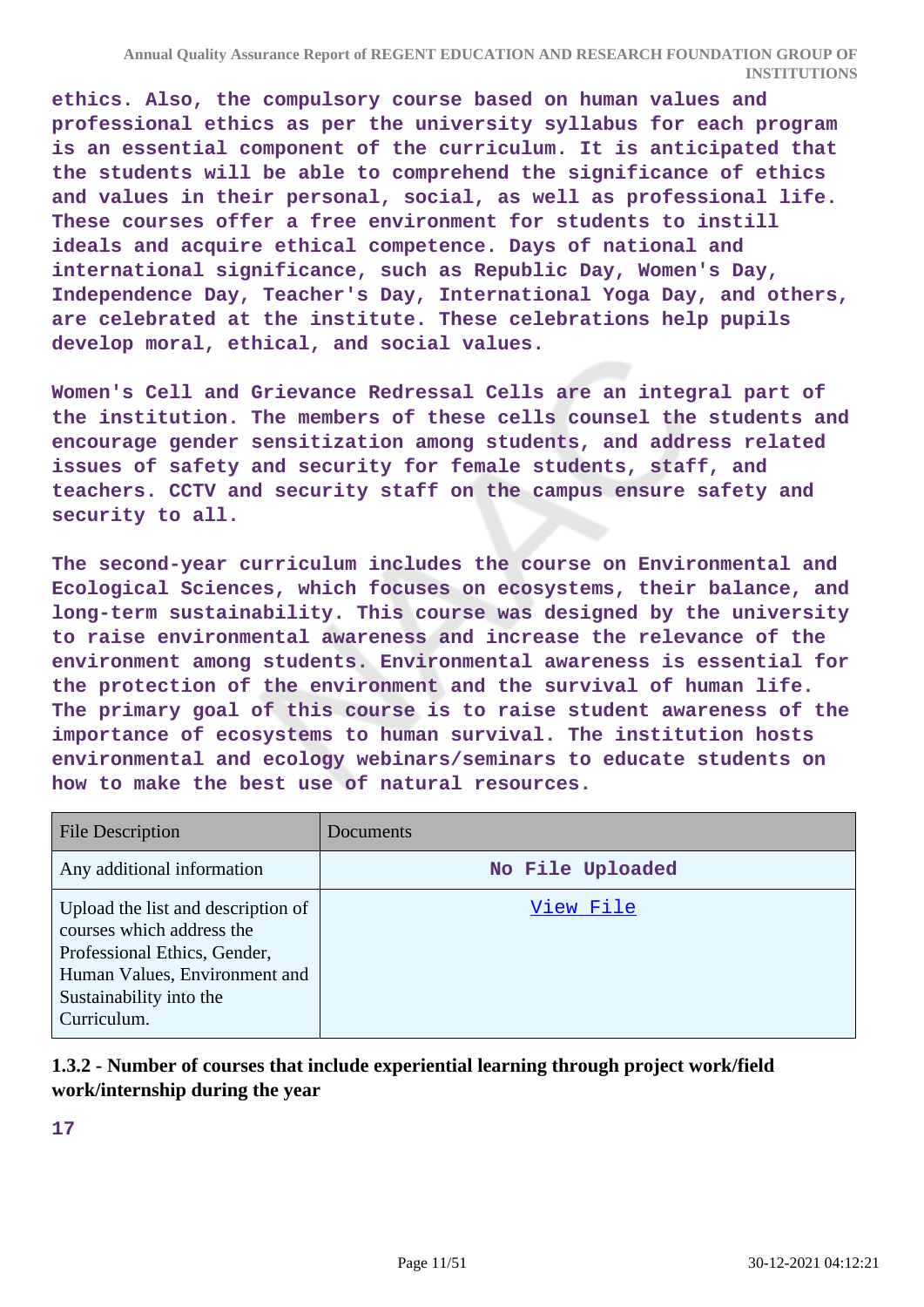**ethics. Also, the compulsory course based on human values and professional ethics as per the university syllabus for each program is an essential component of the curriculum. It is anticipated that the students will be able to comprehend the significance of ethics and values in their personal, social, as well as professional life. These courses offer a free environment for students to instill ideals and acquire ethical competence. Days of national and international significance, such as Republic Day, Women's Day, Independence Day, Teacher's Day, International Yoga Day, and others, are celebrated at the institute. These celebrations help pupils develop moral, ethical, and social values.**

**Women's Cell and Grievance Redressal Cells are an integral part of the institution. The members of these cells counsel the students and encourage gender sensitization among students, and address related issues of safety and security for female students, staff, and teachers. CCTV and security staff on the campus ensure safety and security to all.**

**The second-year curriculum includes the course on Environmental and Ecological Sciences, which focuses on ecosystems, their balance, and long-term sustainability. This course was designed by the university to raise environmental awareness and increase the relevance of the environment among students. Environmental awareness is essential for the protection of the environment and the survival of human life. The primary goal of this course is to raise student awareness of the importance of ecosystems to human survival. The institution hosts environmental and ecology webinars/seminars to educate students on how to make the best use of natural resources.**

| File Description | Documents |
|---|---|
| Any additional information | No File Uploaded |
| Upload the list and description of courses which address the Professional Ethics, Gender, Human Values, Environment and Sustainability into the Curriculum. | View File |

**1.3.2 - Number of courses that include experiential learning through project work/field work/internship during the year**

**17**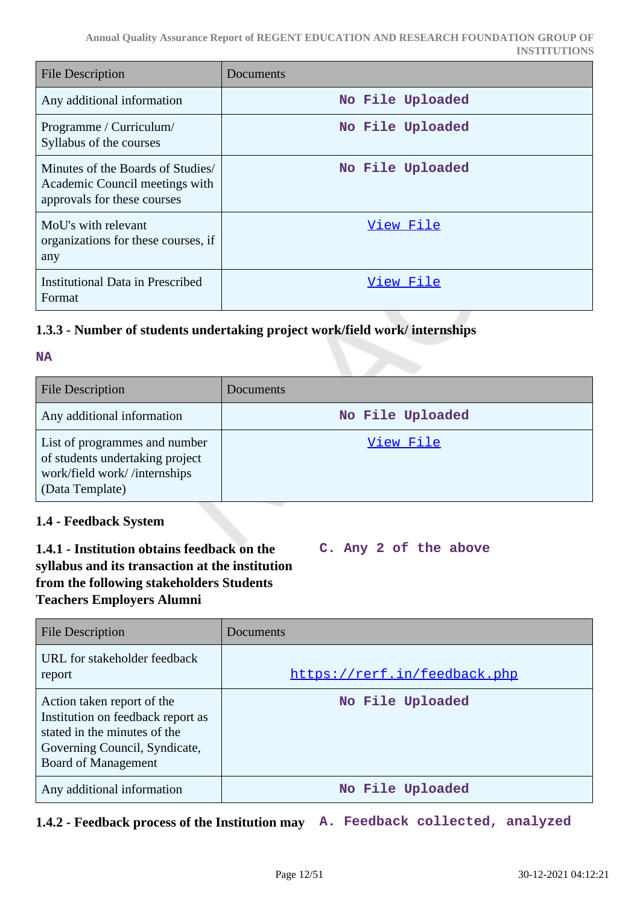| File Description | Documents |
| --- | --- |
| Any additional information | No File Uploaded |
| Programme / Curriculum/ Syllabus of the courses | No File Uploaded |
| Minutes of the Boards of Studies/ Academic Council meetings with approvals for these courses | No File Uploaded |
| MoU's with relevant organizations for these courses, if any | View File |
| Institutional Data in Prescribed Format | View File |

### 1.3.3 - Number of students undertaking project work/field work/ internships

**NA**

| File Description | Documents |
| --- | --- |
| Any additional information | No File Uploaded |
| List of programmes and number of students undertaking project work/field work/ /internships (Data Template) | View File |

### 1.4 - Feedback System

**1.4.1 - Institution obtains feedback on the syllabus and its transaction at the institution from the following stakeholders Students Teachers Employers Alumni**

**C. Any 2 of the above**

| File Description | Documents |
| --- | --- |
| URL for stakeholder feedback report | https://rerf.in/feedback.php |
| Action taken report of the Institution on feedback report as stated in the minutes of the Governing Council, Syndicate, Board of Management | No File Uploaded |
| Any additional information | No File Uploaded |

**1.4.2 - Feedback process of the Institution may**

**A. Feedback collected, analyzed**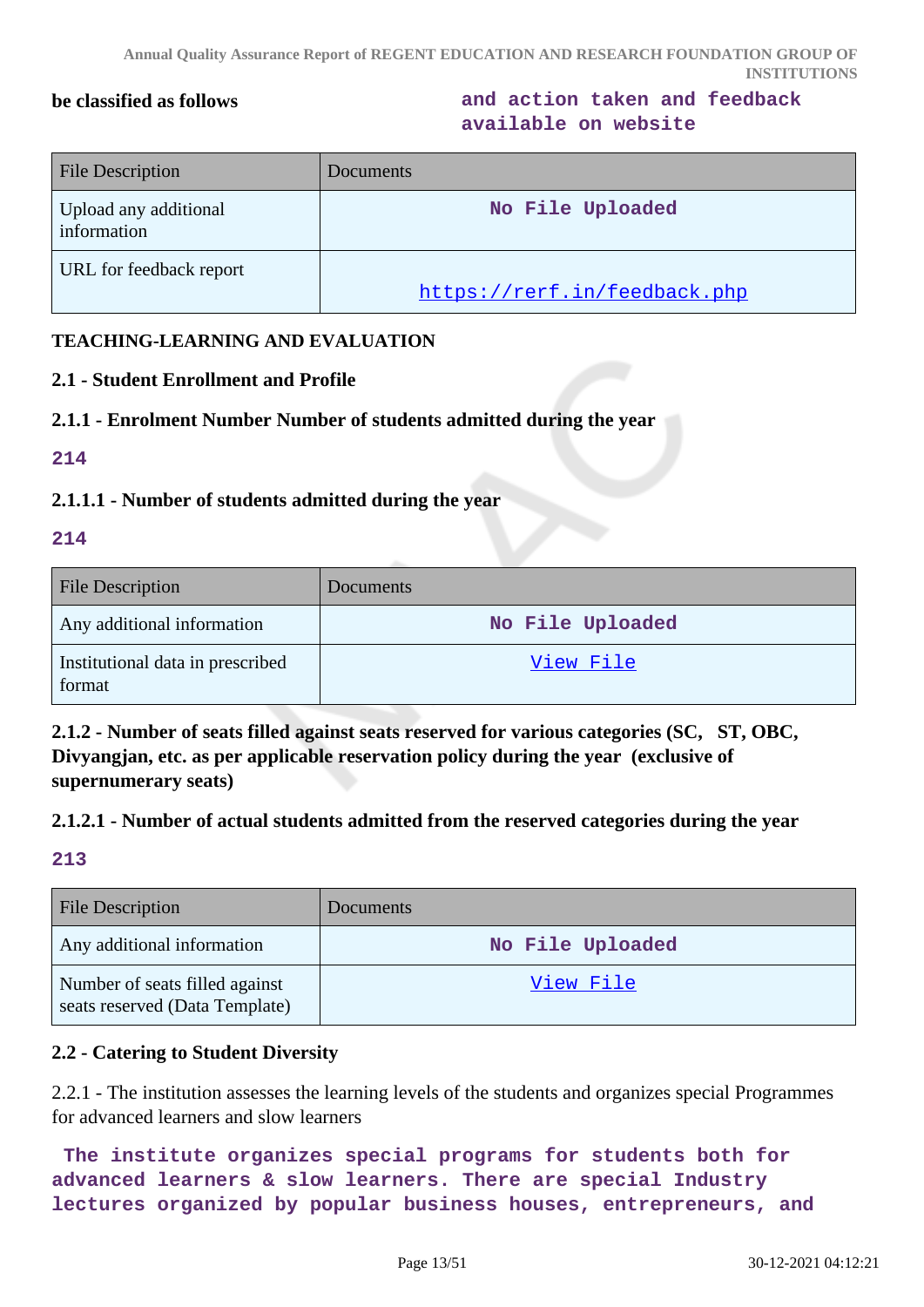**be classified as follows**

**and action taken and feedback available on website**

| File Description | Documents |
|---|---|
| Upload any additional information | No File Uploaded |
| URL for feedback report | https://rerf.in/feedback.php |

**TEACHING-LEARNING AND EVALUATION**

**2.1 - Student Enrollment and Profile**

**2.1.1 - Enrolment Number Number of students admitted during the year**

**214**

**2.1.1.1 - Number of students admitted during the year**

**214**

| File Description | Documents |
|---|---|
| Any additional information | No File Uploaded |
| Institutional data in prescribed format | View File |

**2.1.2 - Number of seats filled against seats reserved for various categories (SC, ST, OBC, Divyangjan, etc. as per applicable reservation policy during the year (exclusive of supernumerary seats)**

**2.1.2.1 - Number of actual students admitted from the reserved categories during the year**

**213**

| File Description | Documents |
|---|---|
| Any additional information | No File Uploaded |
| Number of seats filled against seats reserved (Data Template) | View File |

**2.2 - Catering to Student Diversity**

2.2.1 - The institution assesses the learning levels of the students and organizes special Programmes for advanced learners and slow learners

**The institute organizes special programs for students both for advanced learners & slow learners. There are special Industry lectures organized by popular business houses, entrepreneurs, and**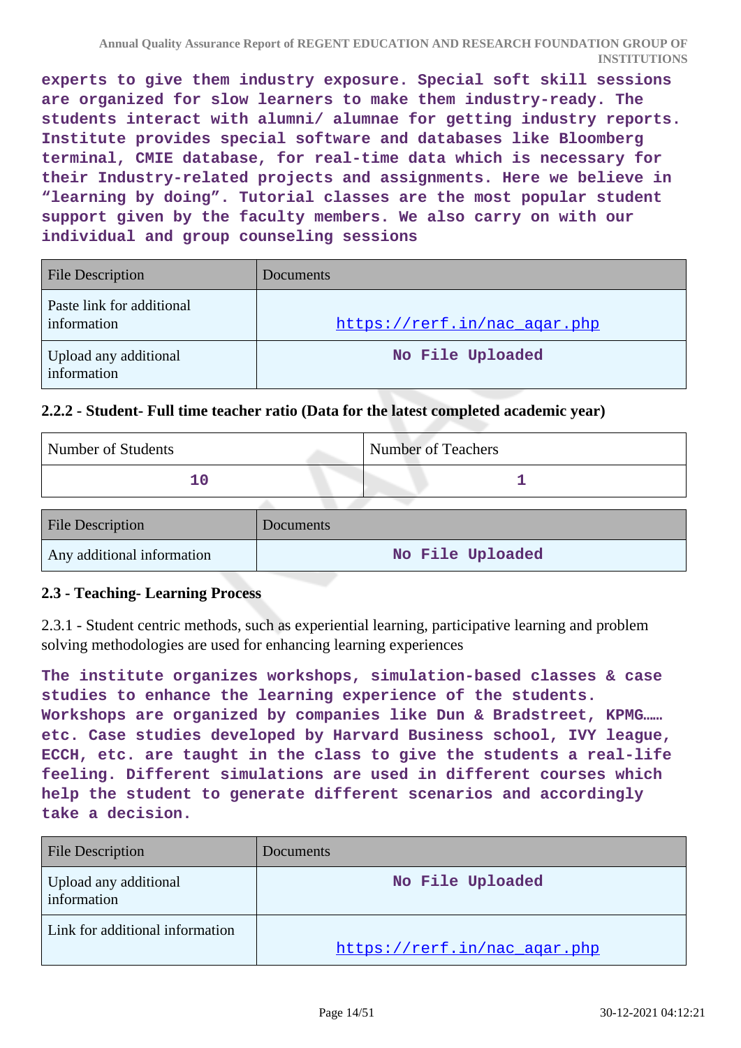**experts to give them industry exposure. Special soft skill sessions are organized for slow learners to make them industry-ready. The students interact with alumni/ alumnae for getting industry reports. Institute provides special software and databases like Bloomberg terminal, CMIE database, for real-time data which is necessary for their Industry-related projects and assignments. Here we believe in "learning by doing". Tutorial classes are the most popular student support given by the faculty members. We also carry on with our individual and group counseling sessions**

| File Description | Documents |
| --- | --- |
| Paste link for additional information | https://rerf.in/nac_aqar.php |
| Upload any additional information | No File Uploaded |

### 2.2.2 - Student- Full time teacher ratio (Data for the latest completed academic year)

| Number of Students | Number of Teachers |
| --- | --- |
| 10 | 1 |

| File Description | Documents |
| --- | --- |
| Any additional information | No File Uploaded |

### 2.3 - Teaching- Learning Process

2.3.1 - Student centric methods, such as experiential learning, participative learning and problem solving methodologies are used for enhancing learning experiences

**The institute organizes workshops, simulation-based classes & case studies to enhance the learning experience of the students. Workshops are organized by companies like Dun & Bradstreet, KPMG…… etc. Case studies developed by Harvard Business school, IVY league, ECCH, etc. are taught in the class to give the students a real-life feeling. Different simulations are used in different courses which help the student to generate different scenarios and accordingly take a decision.**

| File Description | Documents |
| --- | --- |
| Upload any additional information | No File Uploaded |
| Link for additional information | https://rerf.in/nac_aqar.php |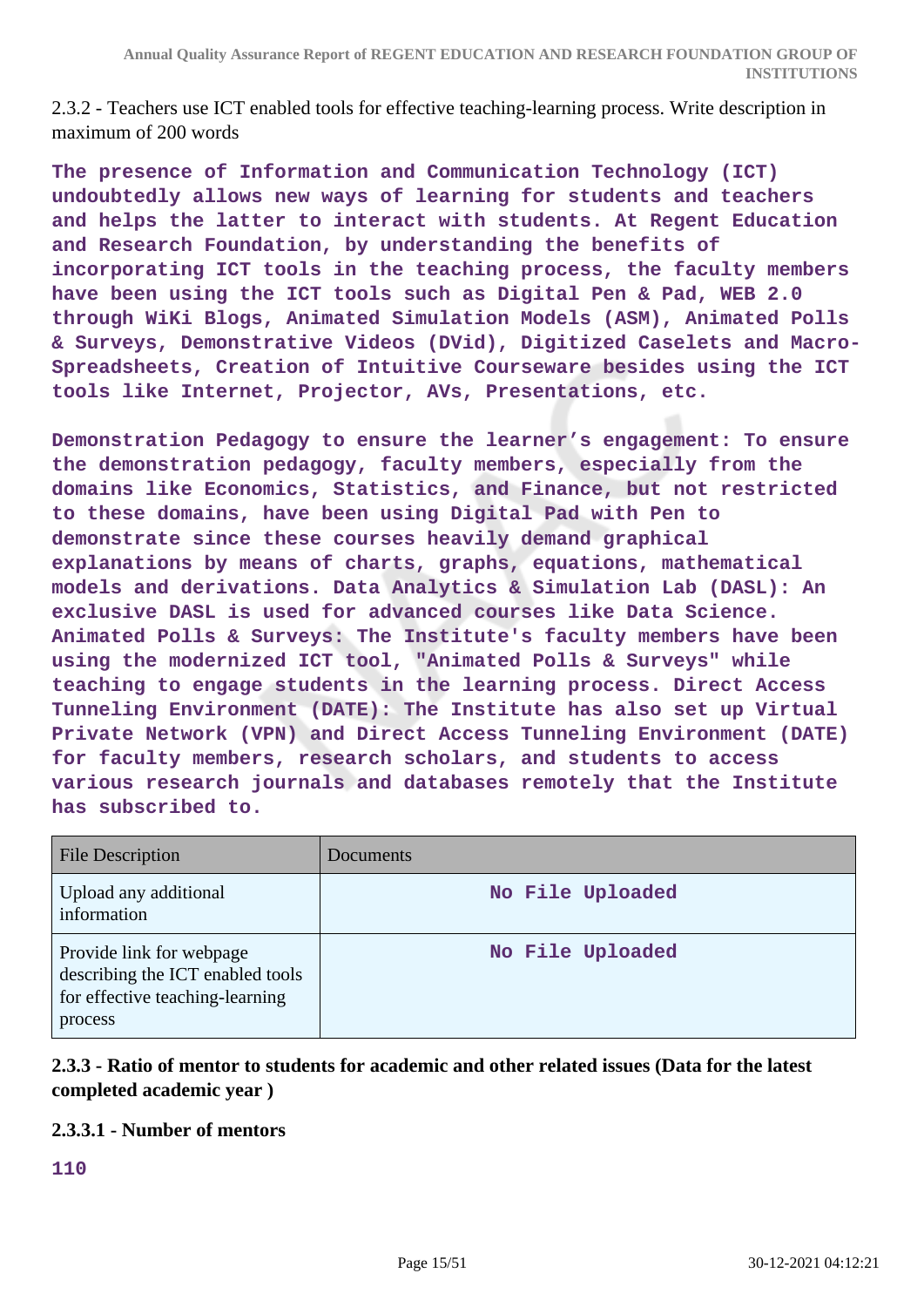2.3.2 - Teachers use ICT enabled tools for effective teaching-learning process. Write description in maximum of 200 words

**The presence of Information and Communication Technology (ICT) undoubtedly allows new ways of learning for students and teachers and helps the latter to interact with students. At Regent Education and Research Foundation, by understanding the benefits of incorporating ICT tools in the teaching process, the faculty members have been using the ICT tools such as Digital Pen & Pad, WEB 2.0 through WiKi Blogs, Animated Simulation Models (ASM), Animated Polls & Surveys, Demonstrative Videos (DVid), Digitized Caselets and Macro-Spreadsheets, Creation of Intuitive Courseware besides using the ICT tools like Internet, Projector, AVs, Presentations, etc.**

**Demonstration Pedagogy to ensure the learner's engagement: To ensure the demonstration pedagogy, faculty members, especially from the domains like Economics, Statistics, and Finance, but not restricted to these domains, have been using Digital Pad with Pen to demonstrate since these courses heavily demand graphical explanations by means of charts, graphs, equations, mathematical models and derivations. Data Analytics & Simulation Lab (DASL): An exclusive DASL is used for advanced courses like Data Science. Animated Polls & Surveys: The Institute's faculty members have been using the modernized ICT tool, "Animated Polls & Surveys" while teaching to engage students in the learning process. Direct Access Tunneling Environment (DATE): The Institute has also set up Virtual Private Network (VPN) and Direct Access Tunneling Environment (DATE) for faculty members, research scholars, and students to access various research journals and databases remotely that the Institute has subscribed to.**

| File Description | Documents |
|---|---|
| Upload any additional information | No File Uploaded |
| Provide link for webpage describing the ICT enabled tools for effective teaching-learning process | No File Uploaded |

**2.3.3 - Ratio of mentor to students for academic and other related issues (Data for the latest completed academic year )**

**2.3.3.1 - Number of mentors**

**110**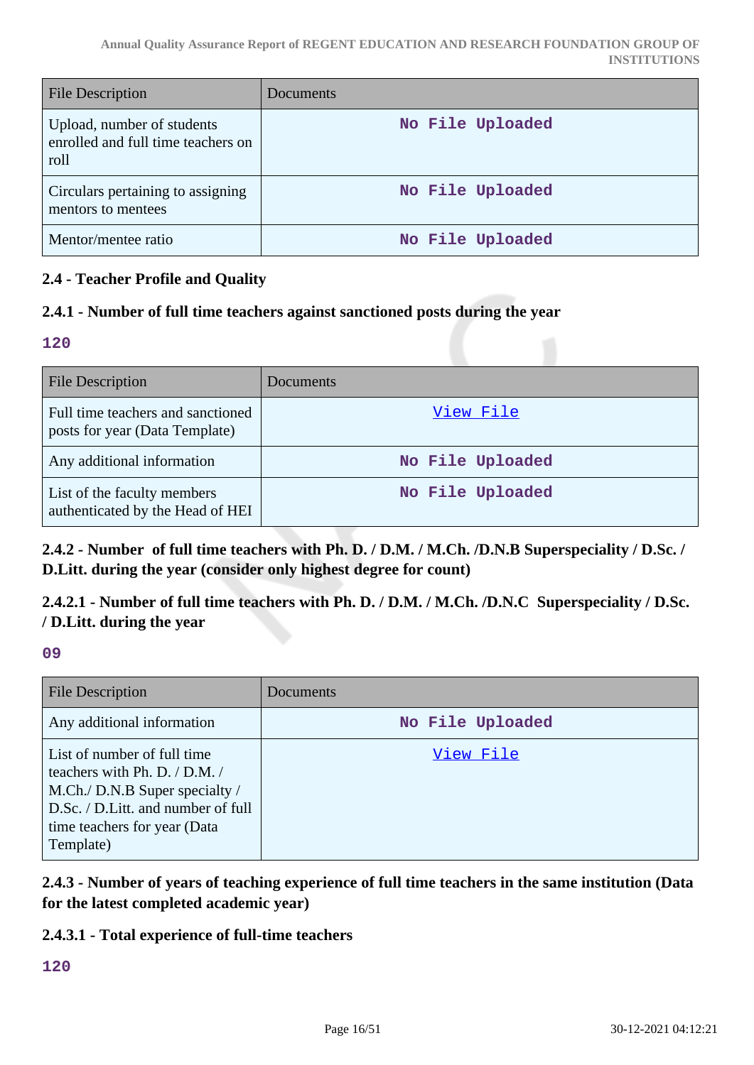| File Description | Documents |
| --- | --- |
| Upload, number of students enrolled and full time teachers on roll | No File Uploaded |
| Circulars pertaining to assigning mentors to mentees | No File Uploaded |
| Mentor/mentee ratio | No File Uploaded |

### 2.4 - Teacher Profile and Quality

#### 2.4.1 - Number of full time teachers against sanctioned posts during the year

**120**

| File Description | Documents |
| --- | --- |
| Full time teachers and sanctioned posts for year (Data Template) | View File |
| Any additional information | No File Uploaded |
| List of the faculty members authenticated by the Head of HEI | No File Uploaded |

#### 2.4.2 - Number of full time teachers with Ph. D. / D.M. / M.Ch. /D.N.B Superspeciality / D.Sc. / D.Litt. during the year (consider only highest degree for count)

#### 2.4.2.1 - Number of full time teachers with Ph. D. / D.M. / M.Ch. /D.N.C Superspeciality / D.Sc. / D.Litt. during the year

**09**

| File Description | Documents |
| --- | --- |
| Any additional information | No File Uploaded |
| List of number of full time teachers with Ph. D. / D.M. / M.Ch./ D.N.B Super specialty / D.Sc. / D.Litt. and number of full time teachers for year (Data Template) | View File |

#### 2.4.3 - Number of years of teaching experience of full time teachers in the same institution (Data for the latest completed academic year)

#### 2.4.3.1 - Total experience of full-time teachers

**120**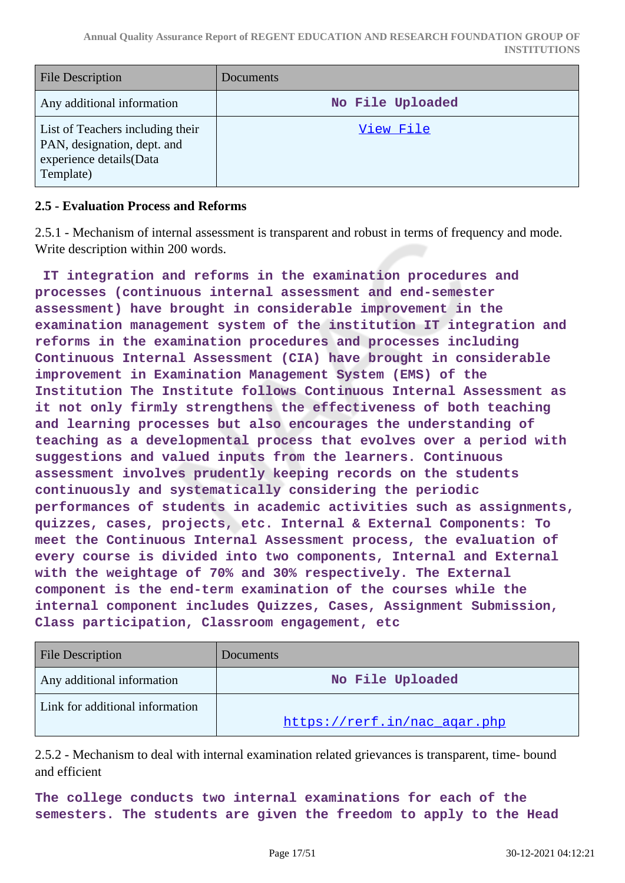| File Description | Documents |
|---|---|
| Any additional information | No File Uploaded |
| List of Teachers including their PAN, designation, dept. and experience details(Data Template) | View File |

### 2.5 - Evaluation Process and Reforms

2.5.1 - Mechanism of internal assessment is transparent and robust in terms of frequency and mode. Write description within 200 words.

**IT integration and reforms in the examination procedures and processes (continuous internal assessment and end-semester assessment) have brought in considerable improvement in the examination management system of the institution IT integration and reforms in the examination procedures and processes including Continuous Internal Assessment (CIA) have brought in considerable improvement in Examination Management System (EMS) of the Institution The Institute follows Continuous Internal Assessment as it not only firmly strengthens the effectiveness of both teaching and learning processes but also encourages the understanding of teaching as a developmental process that evolves over a period with suggestions and valued inputs from the learners. Continuous assessment involves prudently keeping records on the students continuously and systematically considering the periodic performances of students in academic activities such as assignments, quizzes, cases, projects, etc. Internal & External Components: To meet the Continuous Internal Assessment process, the evaluation of every course is divided into two components, Internal and External with the weightage of 70% and 30% respectively. The External component is the end-term examination of the courses while the internal component includes Quizzes, Cases, Assignment Submission, Class participation, Classroom engagement, etc**

| File Description | Documents |
|---|---|
| Any additional information | No File Uploaded |
| Link for additional information | https://rerf.in/nac_aqar.php |

2.5.2 - Mechanism to deal with internal examination related grievances is transparent, time- bound and efficient

**The college conducts two internal examinations for each of the semesters. The students are given the freedom to apply to the Head**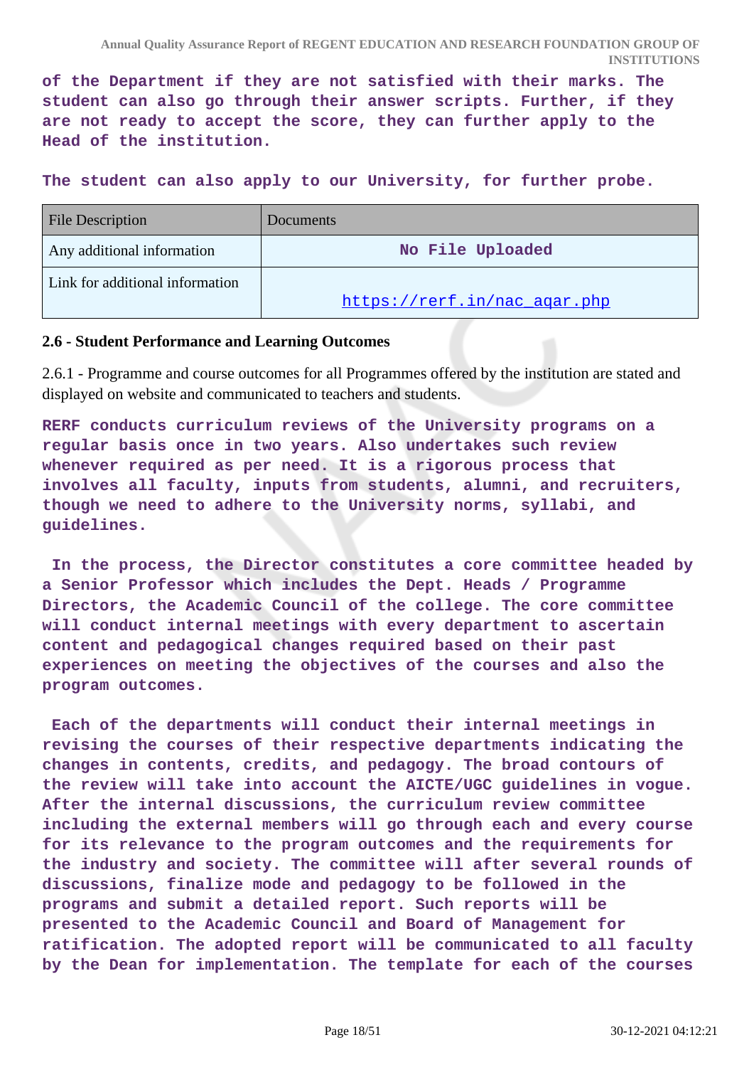**of the Department if they are not satisfied with their marks. The student can also go through their answer scripts. Further, if they are not ready to accept the score, they can further apply to the Head of the institution.**

**The student can also apply to our University, for further probe.**

| File Description | Documents |
|---|---|
| Any additional information | No File Uploaded |
| Link for additional information | https://rerf.in/nac_aqar.php |

### 2.6 - Student Performance and Learning Outcomes

2.6.1 - Programme and course outcomes for all Programmes offered by the institution are stated and displayed on website and communicated to teachers and students.

**RERF conducts curriculum reviews of the University programs on a regular basis once in two years. Also undertakes such review whenever required as per need. It is a rigorous process that involves all faculty, inputs from students, alumni, and recruiters, though we need to adhere to the University norms, syllabi, and guidelines.**

**In the process, the Director constitutes a core committee headed by a Senior Professor which includes the Dept. Heads / Programme Directors, the Academic Council of the college. The core committee will conduct internal meetings with every department to ascertain content and pedagogical changes required based on their past experiences on meeting the objectives of the courses and also the program outcomes.**

**Each of the departments will conduct their internal meetings in revising the courses of their respective departments indicating the changes in contents, credits, and pedagogy. The broad contours of the review will take into account the AICTE/UGC guidelines in vogue. After the internal discussions, the curriculum review committee including the external members will go through each and every course for its relevance to the program outcomes and the requirements for the industry and society. The committee will after several rounds of discussions, finalize mode and pedagogy to be followed in the programs and submit a detailed report. Such reports will be presented to the Academic Council and Board of Management for ratification. The adopted report will be communicated to all faculty by the Dean for implementation. The template for each of the courses**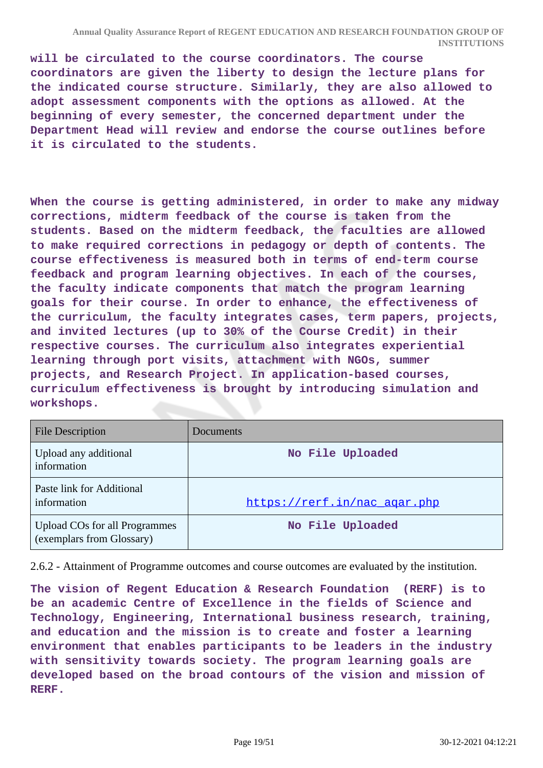**will be circulated to the course coordinators. The course coordinators are given the liberty to design the lecture plans for the indicated course structure. Similarly, they are also allowed to adopt assessment components with the options as allowed. At the beginning of every semester, the concerned department under the Department Head will review and endorse the course outlines before it is circulated to the students.**

**When the course is getting administered, in order to make any midway corrections, midterm feedback of the course is taken from the students. Based on the midterm feedback, the faculties are allowed to make required corrections in pedagogy or depth of contents. The course effectiveness is measured both in terms of end-term course feedback and program learning objectives. In each of the courses, the faculty indicate components that match the program learning goals for their course. In order to enhance, the effectiveness of the curriculum, the faculty integrates cases, term papers, projects, and invited lectures (up to 30% of the Course Credit) in their respective courses. The curriculum also integrates experiential learning through port visits, attachment with NGOs, summer projects, and Research Project. In application-based courses, curriculum effectiveness is brought by introducing simulation and workshops.**

| File Description | Documents |
|---|---|
| Upload any additional information | No File Uploaded |
| Paste link for Additional information | https://rerf.in/nac_aqar.php |
| Upload COs for all Programmes (exemplars from Glossary) | No File Uploaded |

2.6.2 - Attainment of Programme outcomes and course outcomes are evaluated by the institution.

**The vision of Regent Education & Research Foundation (RERF) is to be an academic Centre of Excellence in the fields of Science and Technology, Engineering, International business research, training, and education and the mission is to create and foster a learning environment that enables participants to be leaders in the industry with sensitivity towards society. The program learning goals are developed based on the broad contours of the vision and mission of RERF.**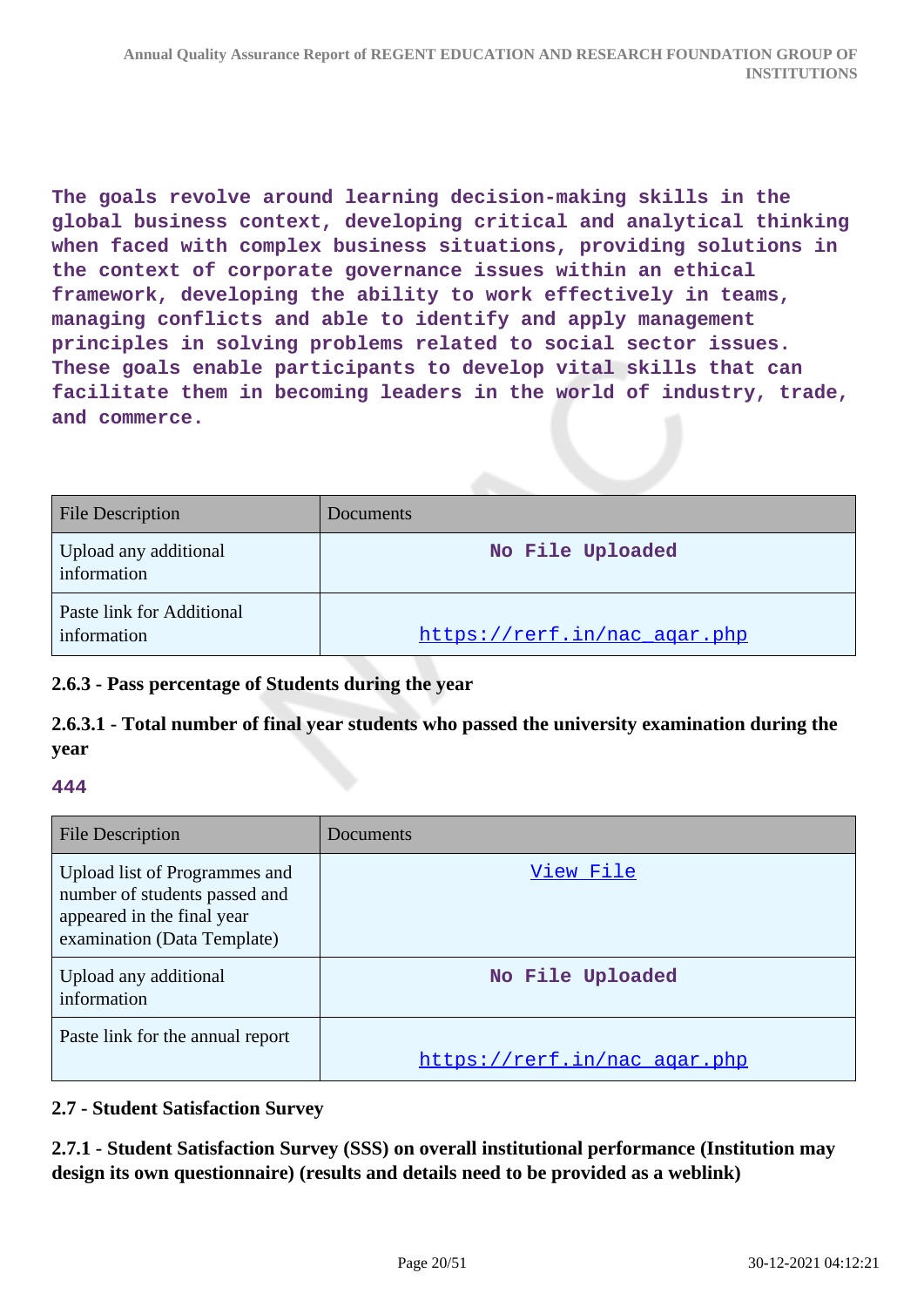The goals revolve around learning decision-making skills in the global business context, developing critical and analytical thinking when faced with complex business situations, providing solutions in the context of corporate governance issues within an ethical framework, developing the ability to work effectively in teams, managing conflicts and able to identify and apply management principles in solving problems related to social sector issues. These goals enable participants to develop vital skills that can facilitate them in becoming leaders in the world of industry, trade, and commerce.

| File Description | Documents |
|---|---|
| Upload any additional information | No File Uploaded |
| Paste link for Additional information | https://rerf.in/nac_aqar.php |

### 2.6.3 - Pass percentage of Students during the year

### 2.6.3.1 - Total number of final year students who passed the university examination during the year

444

| File Description | Documents |
|---|---|
| Upload list of Programmes and number of students passed and appeared in the final year examination (Data Template) | View File |
| Upload any additional information | No File Uploaded |
| Paste link for the annual report | https://rerf.in/nac_aqar.php |

### 2.7 - Student Satisfaction Survey

### 2.7.1 - Student Satisfaction Survey (SSS) on overall institutional performance (Institution may design its own questionnaire) (results and details need to be provided as a weblink)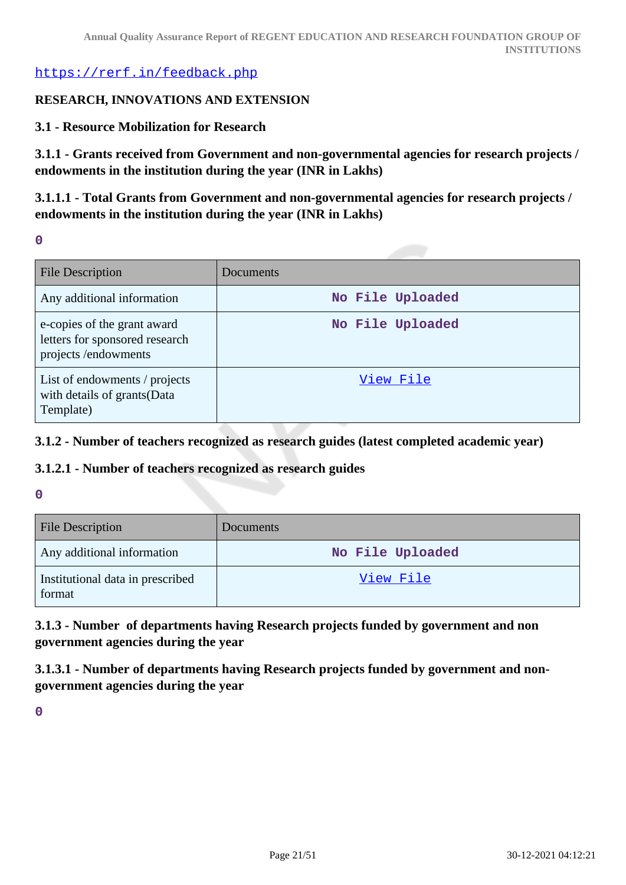https://rerf.in/feedback.php

**RESEARCH, INNOVATIONS AND EXTENSION**

**3.1 - Resource Mobilization for Research**

**3.1.1 - Grants received from Government and non-governmental agencies for research projects / endowments in the institution during the year (INR in Lakhs)**

**3.1.1.1 - Total Grants from Government and non-governmental agencies for research projects / endowments in the institution during the year (INR in Lakhs)**

0

| File Description | Documents |
|---|---|
| Any additional information | No File Uploaded |
| e-copies of the grant award letters for sponsored research projects /endowments | No File Uploaded |
| List of endowments / projects with details of grants(Data Template) | View File |

**3.1.2 - Number of teachers recognized as research guides (latest completed academic year)**

**3.1.2.1 - Number of teachers recognized as research guides**

0

| File Description | Documents |
|---|---|
| Any additional information | No File Uploaded |
| Institutional data in prescribed format | View File |

**3.1.3 - Number of departments having Research projects funded by government and non government agencies during the year**

**3.1.3.1 - Number of departments having Research projects funded by government and non-government agencies during the year**

0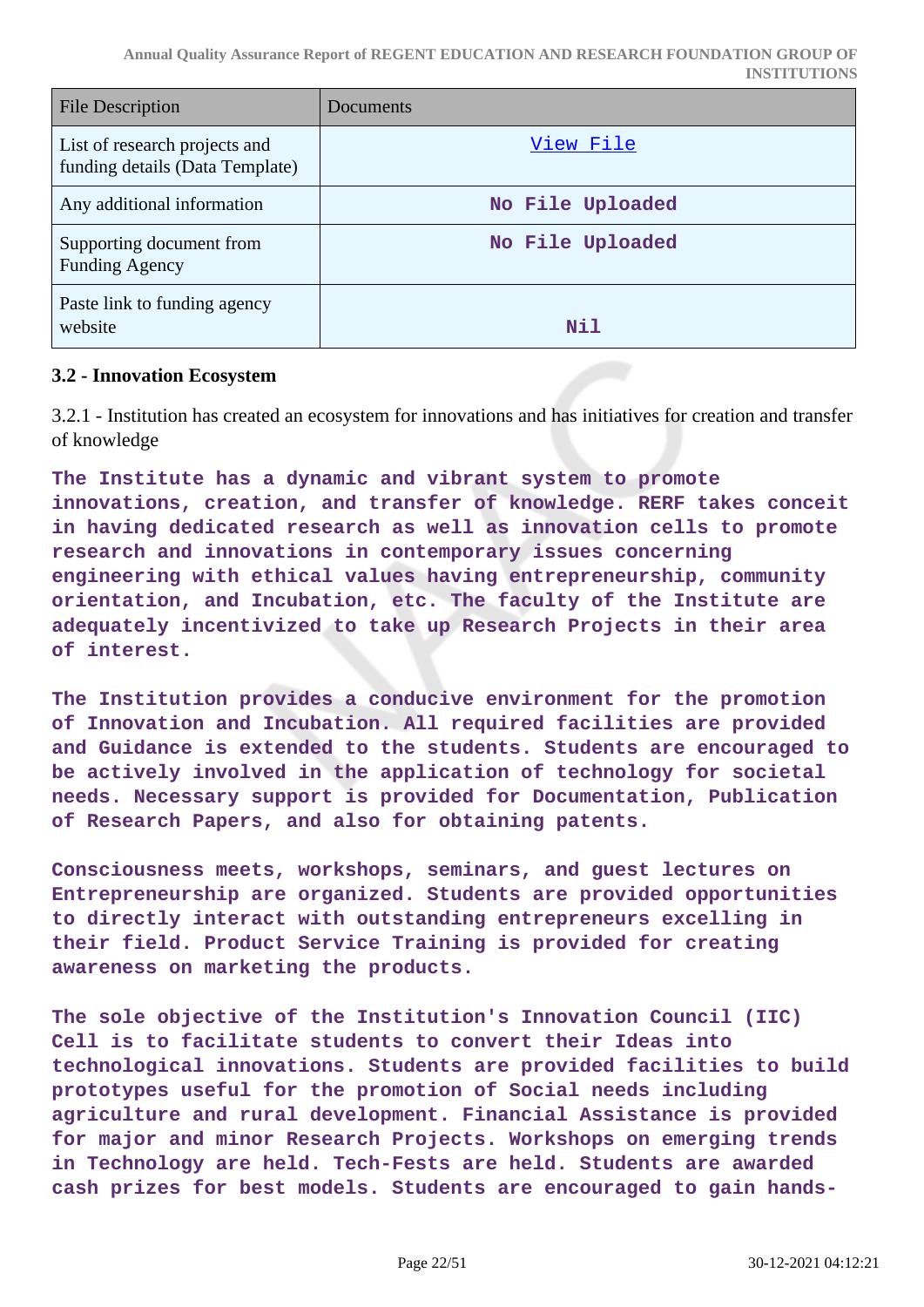| File Description | Documents |
|---|---|
| List of research projects and funding details (Data Template) | View File |
| Any additional information | No File Uploaded |
| Supporting document from Funding Agency | No File Uploaded |
| Paste link to funding agency website | Nil |

### 3.2 - Innovation Ecosystem

3.2.1 - Institution has created an ecosystem for innovations and has initiatives for creation and transfer of knowledge

**The Institute has a dynamic and vibrant system to promote innovations, creation, and transfer of knowledge. RERF takes conceit in having dedicated research as well as innovation cells to promote research and innovations in contemporary issues concerning engineering with ethical values having entrepreneurship, community orientation, and Incubation, etc. The faculty of the Institute are adequately incentivized to take up Research Projects in their area of interest.**

**The Institution provides a conducive environment for the promotion of Innovation and Incubation. All required facilities are provided and Guidance is extended to the students. Students are encouraged to be actively involved in the application of technology for societal needs. Necessary support is provided for Documentation, Publication of Research Papers, and also for obtaining patents.**

**Consciousness meets, workshops, seminars, and guest lectures on Entrepreneurship are organized. Students are provided opportunities to directly interact with outstanding entrepreneurs excelling in their field. Product Service Training is provided for creating awareness on marketing the products.**

**The sole objective of the Institution's Innovation Council (IIC) Cell is to facilitate students to convert their Ideas into technological innovations. Students are provided facilities to build prototypes useful for the promotion of Social needs including agriculture and rural development. Financial Assistance is provided for major and minor Research Projects. Workshops on emerging trends in Technology are held. Tech-Fests are held. Students are awarded cash prizes for best models. Students are encouraged to gain hands-**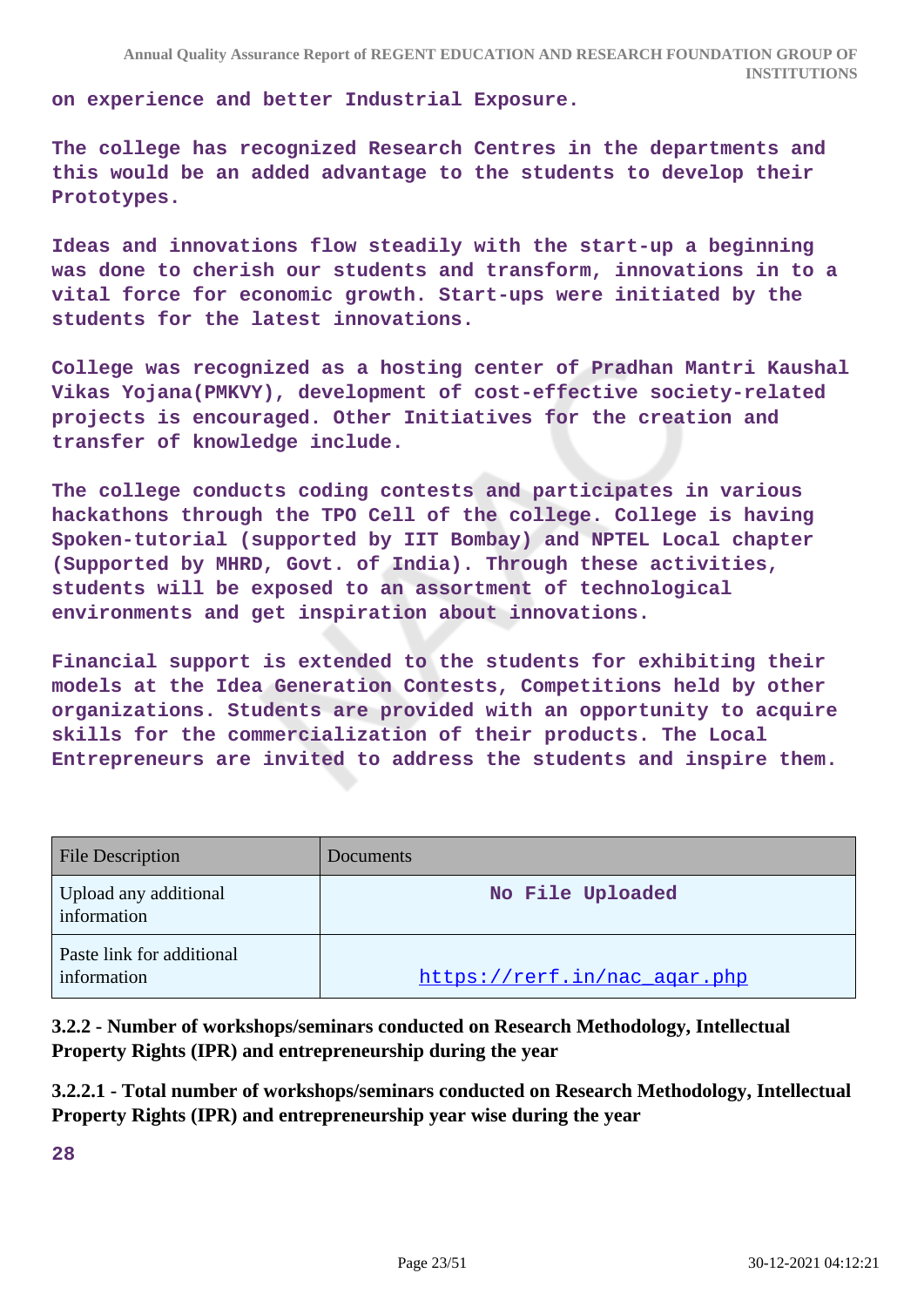on experience and better Industrial Exposure.

The college has recognized Research Centres in the departments and this would be an added advantage to the students to develop their Prototypes.

Ideas and innovations flow steadily with the start-up a beginning was done to cherish our students and transform, innovations in to a vital force for economic growth. Start-ups were initiated by the students for the latest innovations.

College was recognized as a hosting center of Pradhan Mantri Kaushal Vikas Yojana(PMKVY), development of cost-effective society-related projects is encouraged. Other Initiatives for the creation and transfer of knowledge include.

The college conducts coding contests and participates in various hackathons through the TPO Cell of the college. College is having Spoken-tutorial (supported by IIT Bombay) and NPTEL Local chapter (Supported by MHRD, Govt. of India). Through these activities, students will be exposed to an assortment of technological environments and get inspiration about innovations.

Financial support is extended to the students for exhibiting their models at the Idea Generation Contests, Competitions held by other organizations. Students are provided with an opportunity to acquire skills for the commercialization of their products. The Local Entrepreneurs are invited to address the students and inspire them.

| File Description | Documents |
|---|---|
| Upload any additional information | No File Uploaded |
| Paste link for additional information | https://rerf.in/nac_aqar.php |

**3.2.2 - Number of workshops/seminars conducted on Research Methodology, Intellectual Property Rights (IPR) and entrepreneurship during the year**

**3.2.2.1 - Total number of workshops/seminars conducted on Research Methodology, Intellectual Property Rights (IPR) and entrepreneurship year wise during the year**

28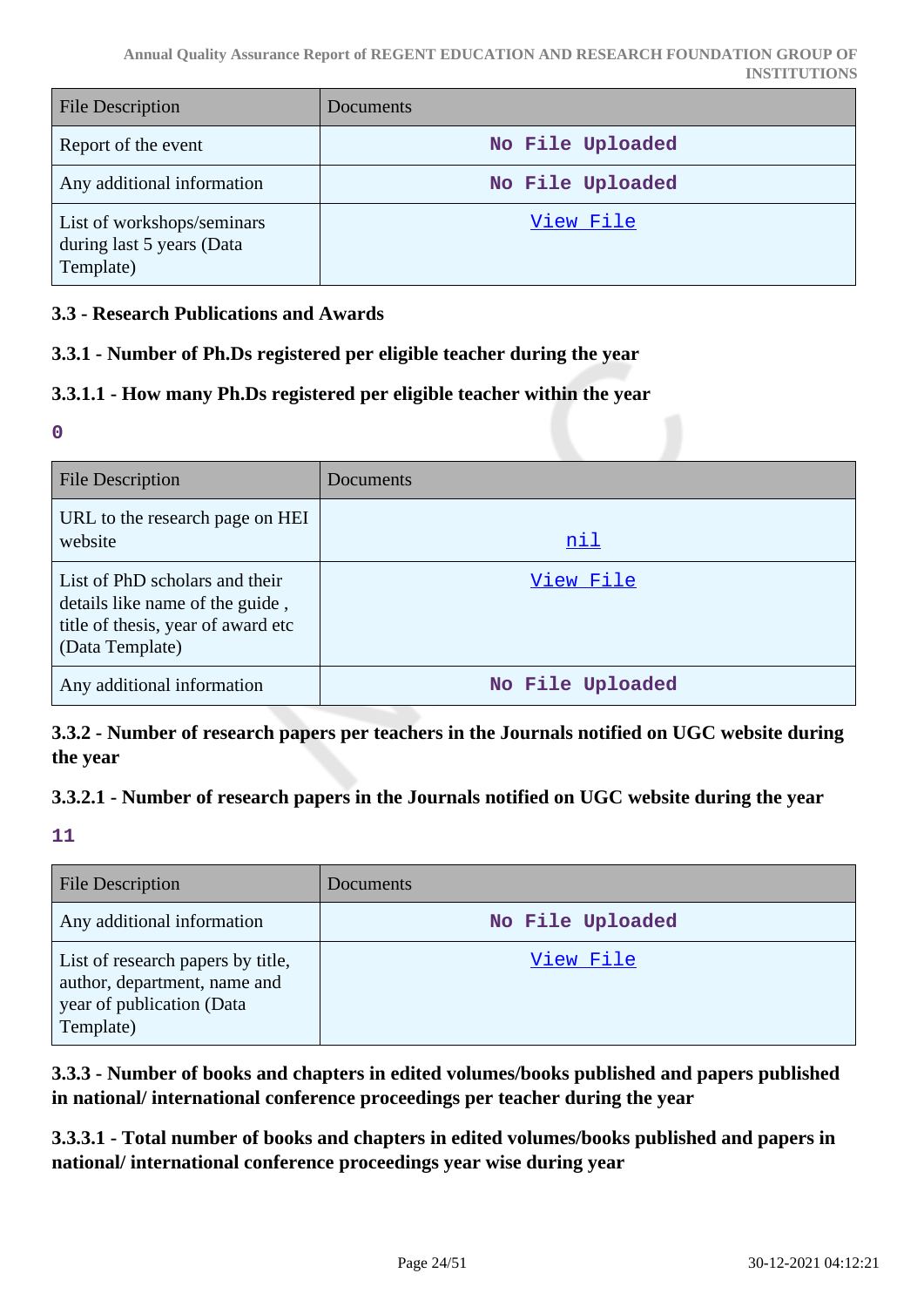| File Description | Documents |
| --- | --- |
| Report of the event | No File Uploaded |
| Any additional information | No File Uploaded |
| List of workshops/seminars during last 5 years (Data Template) | View File |

### 3.3 - Research Publications and Awards

### 3.3.1 - Number of Ph.Ds registered per eligible teacher during the year

### 3.3.1.1 - How many Ph.Ds registered per eligible teacher within the year

0

| File Description | Documents |
| --- | --- |
| URL to the research page on HEI website | nil |
| List of PhD scholars and their details like name of the guide , title of thesis, year of award etc (Data Template) | View File |
| Any additional information | No File Uploaded |

### 3.3.2 - Number of research papers per teachers in the Journals notified on UGC website during the year

### 3.3.2.1 - Number of research papers in the Journals notified on UGC website during the year

11

| File Description | Documents |
| --- | --- |
| Any additional information | No File Uploaded |
| List of research papers by title, author, department, name and year of publication (Data Template) | View File |

### 3.3.3 - Number of books and chapters in edited volumes/books published and papers published in national/ international conference proceedings per teacher during the year

### 3.3.3.1 - Total number of books and chapters in edited volumes/books published and papers in national/ international conference proceedings year wise during year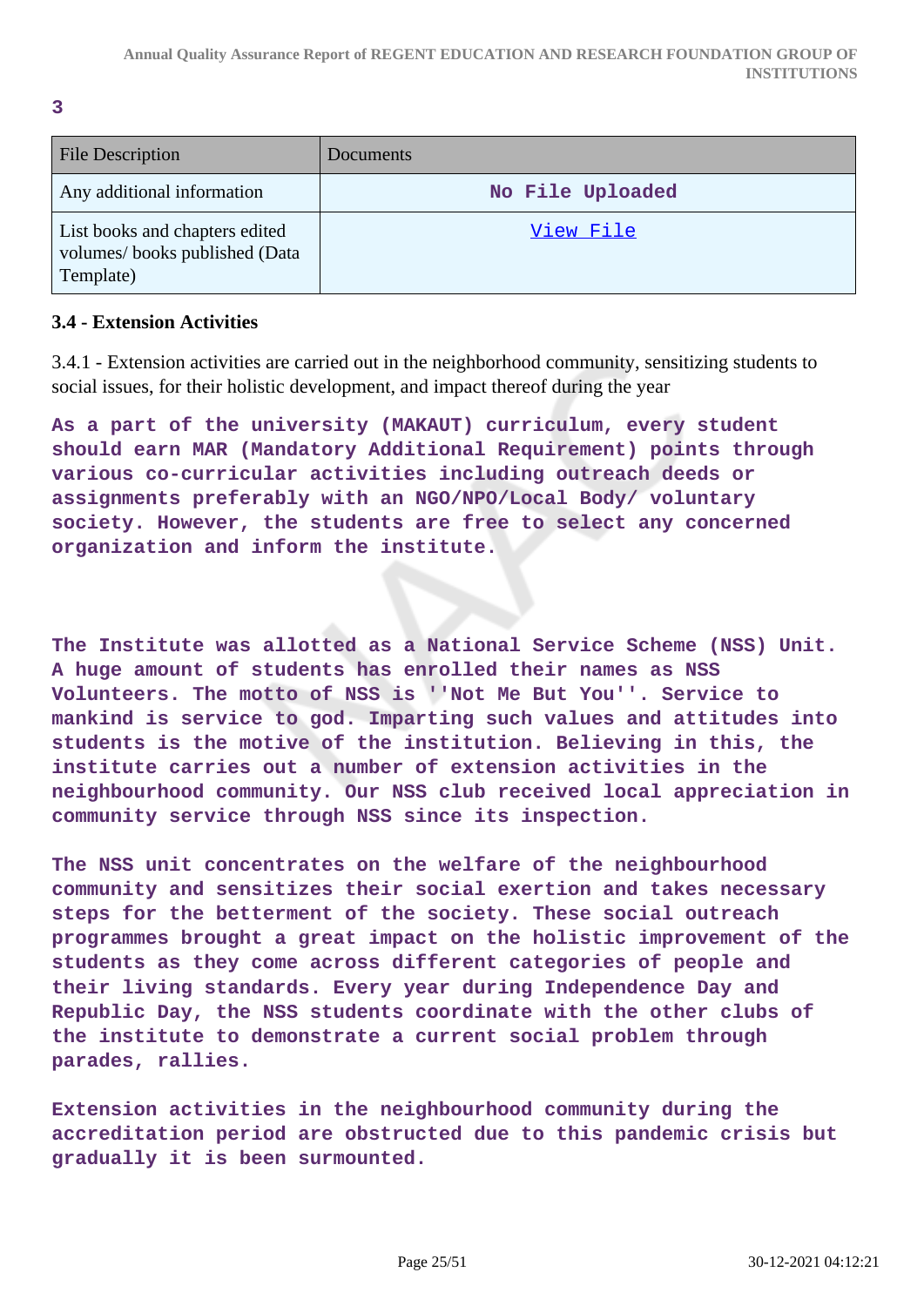**3**

| File Description | Documents |
|---|---|
| Any additional information | No File Uploaded |
| List books and chapters edited volumes/ books published (Data Template) | View File |

### 3.4 - Extension Activities

3.4.1 - Extension activities are carried out in the neighborhood community, sensitizing students to social issues, for their holistic development, and impact thereof during the year

**As a part of the university (MAKAUT) curriculum, every student should earn MAR (Mandatory Additional Requirement) points through various co-curricular activities including outreach deeds or assignments preferably with an NGO/NPO/Local Body/ voluntary society. However, the students are free to select any concerned organization and inform the institute.**

**The Institute was allotted as a National Service Scheme (NSS) Unit. A huge amount of students has enrolled their names as NSS Volunteers. The motto of NSS is ''Not Me But You''. Service to mankind is service to god. Imparting such values and attitudes into students is the motive of the institution. Believing in this, the institute carries out a number of extension activities in the neighbourhood community. Our NSS club received local appreciation in community service through NSS since its inspection.**

**The NSS unit concentrates on the welfare of the neighbourhood community and sensitizes their social exertion and takes necessary steps for the betterment of the society. These social outreach programmes brought a great impact on the holistic improvement of the students as they come across different categories of people and their living standards. Every year during Independence Day and Republic Day, the NSS students coordinate with the other clubs of the institute to demonstrate a current social problem through parades, rallies.**

**Extension activities in the neighbourhood community during the accreditation period are obstructed due to this pandemic crisis but gradually it is been surmounted.**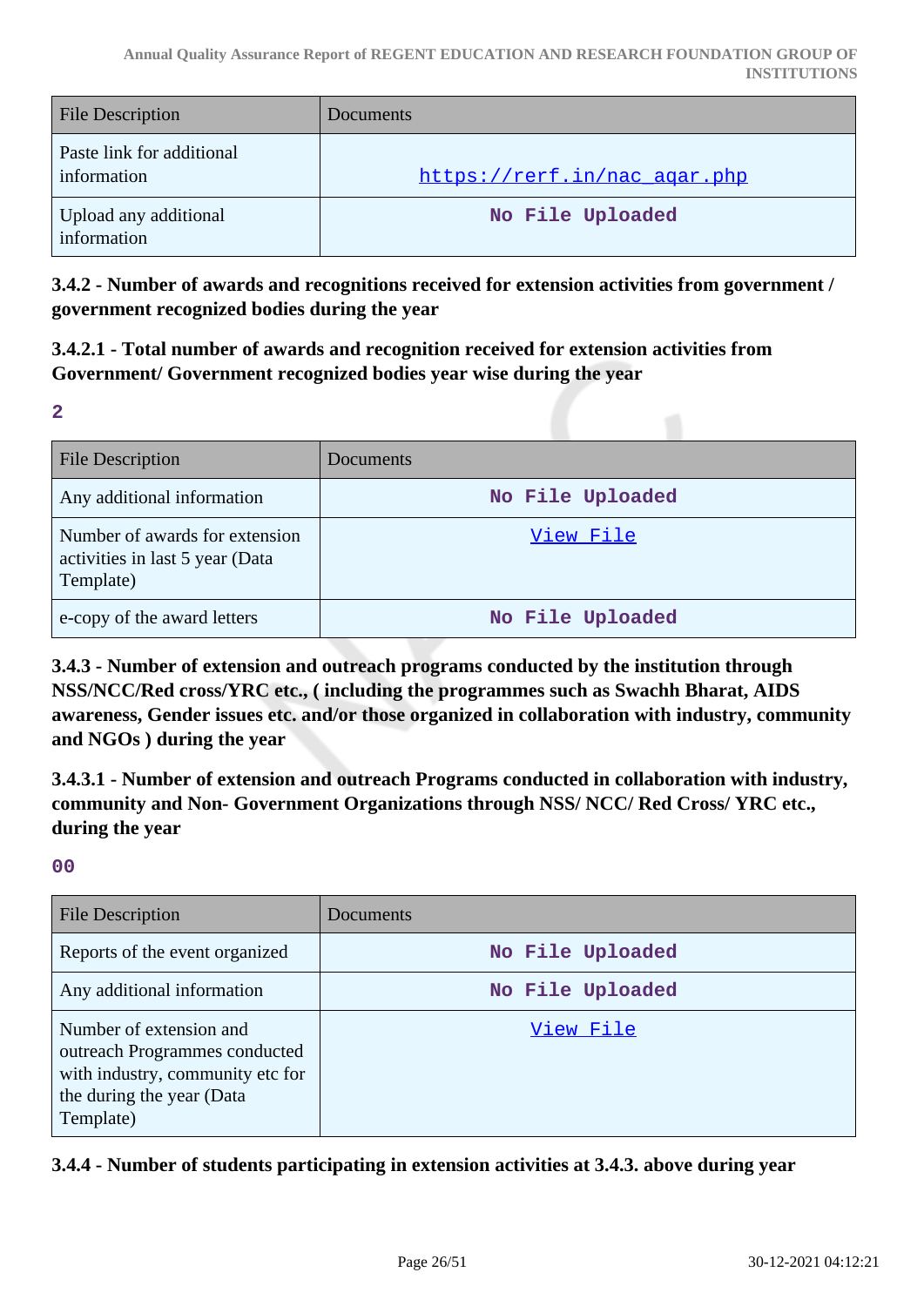| File Description | Documents |
| --- | --- |
| Paste link for additional information | https://rerf.in/nac_aqar.php |
| Upload any additional information | No File Uploaded |

**3.4.2 - Number of awards and recognitions received for extension activities from government / government recognized bodies during the year**

**3.4.2.1 - Total number of awards and recognition received for extension activities from Government/ Government recognized bodies year wise during the year**

**2**

| File Description | Documents |
| --- | --- |
| Any additional information | No File Uploaded |
| Number of awards for extension activities in last 5 year (Data Template) | View File |
| e-copy of the award letters | No File Uploaded |

**3.4.3 - Number of extension and outreach programs conducted by the institution through NSS/NCC/Red cross/YRC etc., ( including the programmes such as Swachh Bharat, AIDS awareness, Gender issues etc. and/or those organized in collaboration with industry, community and NGOs ) during the year**

**3.4.3.1 - Number of extension and outreach Programs conducted in collaboration with industry, community and Non- Government Organizations through NSS/ NCC/ Red Cross/ YRC etc., during the year**

**00**

| File Description | Documents |
| --- | --- |
| Reports of the event organized | No File Uploaded |
| Any additional information | No File Uploaded |
| Number of extension and outreach Programmes conducted with industry, community etc for the during the year (Data Template) | View File |

**3.4.4 - Number of students participating in extension activities at 3.4.3. above during year**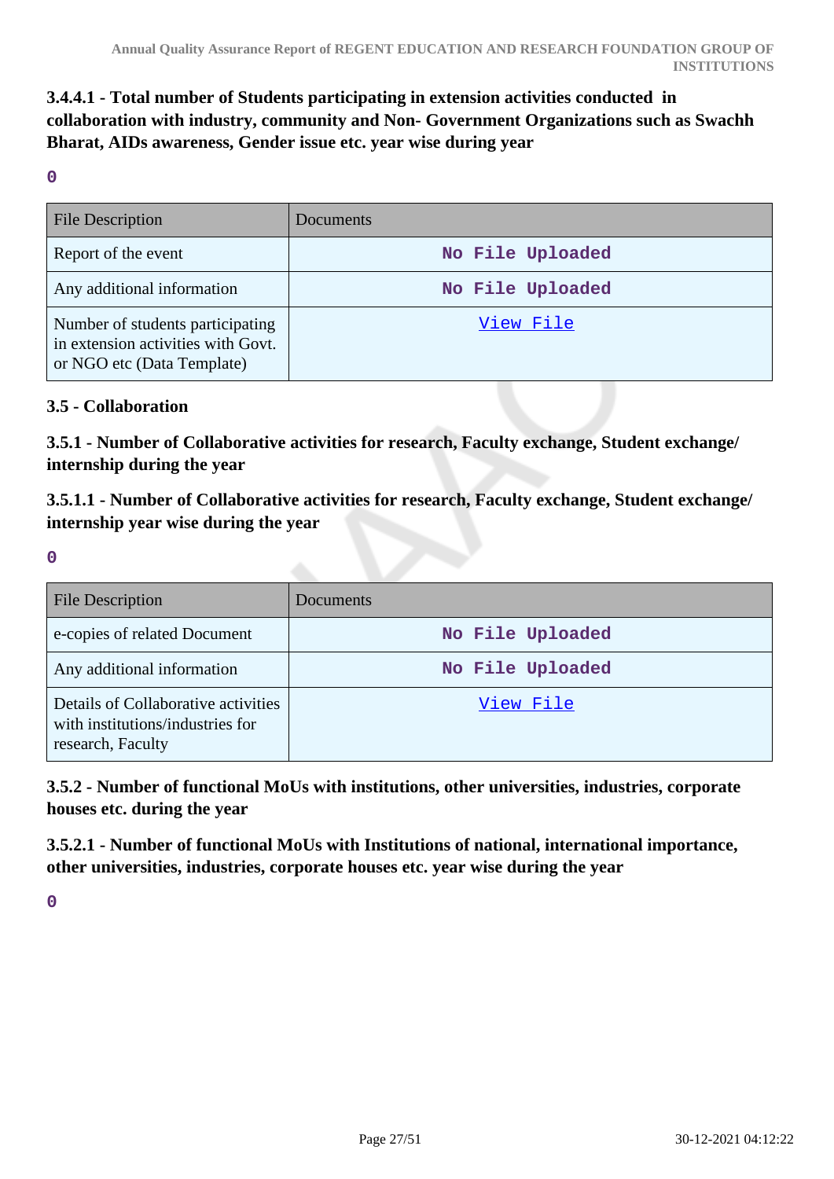**3.4.4.1 - Total number of Students participating in extension activities conducted in collaboration with industry, community and Non- Government Organizations such as Swachh Bharat, AIDs awareness, Gender issue etc. year wise during year**

0

| File Description | Documents |
|---|---|
| Report of the event | No File Uploaded |
| Any additional information | No File Uploaded |
| Number of students participating in extension activities with Govt. or NGO etc (Data Template) | View File |

**3.5 - Collaboration**

**3.5.1 - Number of Collaborative activities for research, Faculty exchange, Student exchange/ internship during the year**

**3.5.1.1 - Number of Collaborative activities for research, Faculty exchange, Student exchange/ internship year wise during the year**

0

| File Description | Documents |
|---|---|
| e-copies of related Document | No File Uploaded |
| Any additional information | No File Uploaded |
| Details of Collaborative activities with institutions/industries for research, Faculty | View File |

**3.5.2 - Number of functional MoUs with institutions, other universities, industries, corporate houses etc. during the year**

**3.5.2.1 - Number of functional MoUs with Institutions of national, international importance, other universities, industries, corporate houses etc. year wise during the year**

0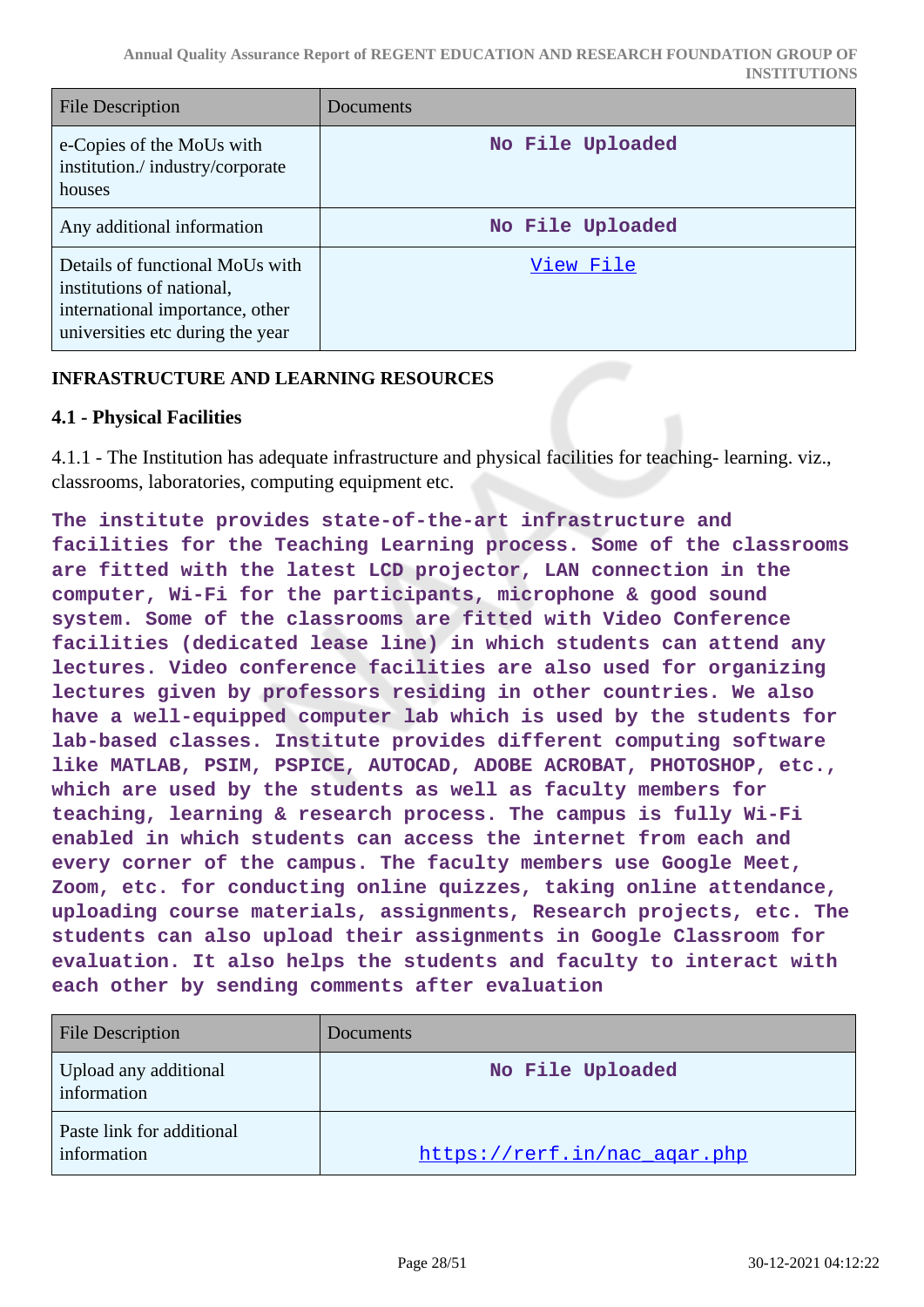| File Description | Documents |
|---|---|
| e-Copies of the MoUs with institution./ industry/corporate houses | No File Uploaded |
| Any additional information | No File Uploaded |
| Details of functional MoUs with institutions of national, international importance, other universities etc during the year | View File |

**INFRASTRUCTURE AND LEARNING RESOURCES**

**4.1 - Physical Facilities**

4.1.1 - The Institution has adequate infrastructure and physical facilities for teaching- learning. viz., classrooms, laboratories, computing equipment etc.

**The institute provides state-of-the-art infrastructure and facilities for the Teaching Learning process. Some of the classrooms are fitted with the latest LCD projector, LAN connection in the computer, Wi-Fi for the participants, microphone & good sound system. Some of the classrooms are fitted with Video Conference facilities (dedicated lease line) in which students can attend any lectures. Video conference facilities are also used for organizing lectures given by professors residing in other countries. We also have a well-equipped computer lab which is used by the students for lab-based classes. Institute provides different computing software like MATLAB, PSIM, PSPICE, AUTOCAD, ADOBE ACROBAT, PHOTOSHOP, etc., which are used by the students as well as faculty members for teaching, learning & research process. The campus is fully Wi-Fi enabled in which students can access the internet from each and every corner of the campus. The faculty members use Google Meet, Zoom, etc. for conducting online quizzes, taking online attendance, uploading course materials, assignments, Research projects, etc. The students can also upload their assignments in Google Classroom for evaluation. It also helps the students and faculty to interact with each other by sending comments after evaluation**

| File Description | Documents |
|---|---|
| Upload any additional information | No File Uploaded |
| Paste link for additional information | https://rerf.in/nac_aqar.php |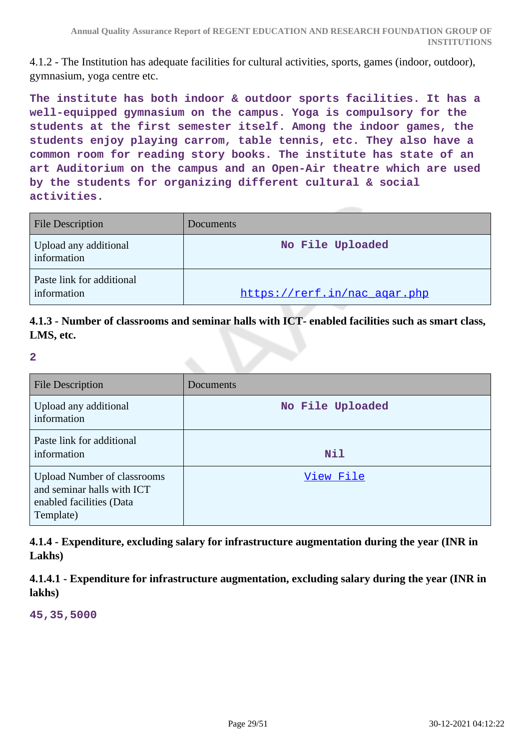4.1.2 - The Institution has adequate facilities for cultural activities, sports, games (indoor, outdoor), gymnasium, yoga centre etc.

**The institute has both indoor & outdoor sports facilities. It has a well-equipped gymnasium on the campus. Yoga is compulsory for the students at the first semester itself. Among the indoor games, the students enjoy playing carrom, table tennis, etc. They also have a common room for reading story books. The institute has state of an art Auditorium on the campus and an Open-Air theatre which are used by the students for organizing different cultural & social activities.**

| File Description | Documents |
|---|---|
| Upload any additional information | No File Uploaded |
| Paste link for additional information | https://rerf.in/nac_aqar.php |

**4.1.3 - Number of classrooms and seminar halls with ICT- enabled facilities such as smart class, LMS, etc.**

**2**

| File Description | Documents |
|---|---|
| Upload any additional information | No File Uploaded |
| Paste link for additional information | Nil |
| Upload Number of classrooms and seminar halls with ICT enabled facilities (Data Template) | View File |

**4.1.4 - Expenditure, excluding salary for infrastructure augmentation during the year (INR in Lakhs)**

**4.1.4.1 - Expenditure for infrastructure augmentation, excluding salary during the year (INR in lakhs)**

**45,35,5000**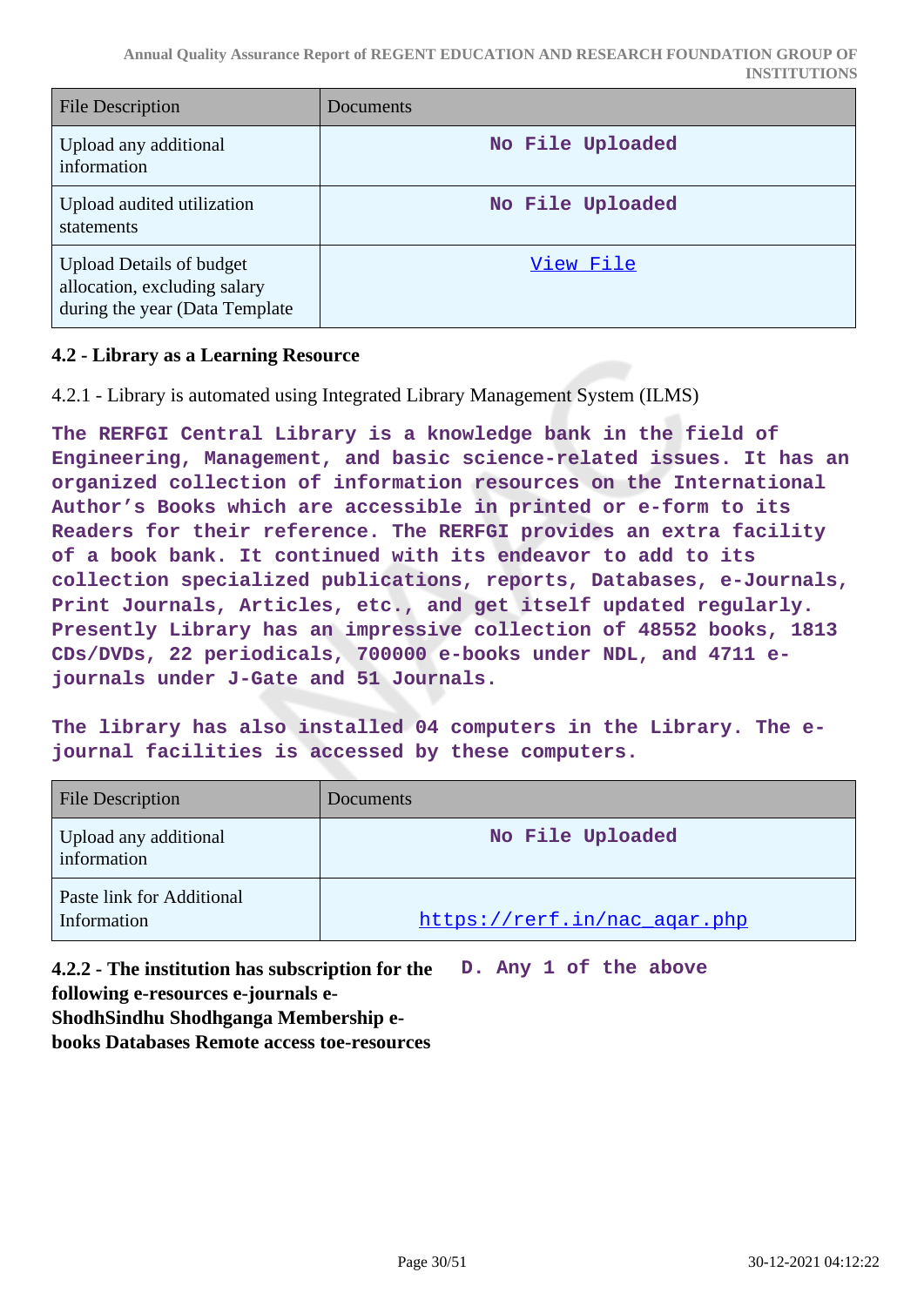| File Description | Documents |
| --- | --- |
| Upload any additional information | No File Uploaded |
| Upload audited utilization statements | No File Uploaded |
| Upload Details of budget allocation, excluding salary during the year (Data Template | View File |

### 4.2 - Library as a Learning Resource

4.2.1 - Library is automated using Integrated Library Management System (ILMS)

The RERFGI Central Library is a knowledge bank in the field of Engineering, Management, and basic science-related issues. It has an organized collection of information resources on the International Author's Books which are accessible in printed or e-form to its Readers for their reference. The RERFGI provides an extra facility of a book bank. It continued with its endeavor to add to its collection specialized publications, reports, Databases, e-Journals, Print Journals, Articles, etc., and get itself updated regularly. Presently Library has an impressive collection of 48552 books, 1813 CDs/DVDs, 22 periodicals, 700000 e-books under NDL, and 4711 e-journals under J-Gate and 51 Journals.

The library has also installed 04 computers in the Library. The e-journal facilities is accessed by these computers.

| File Description | Documents |
| --- | --- |
| Upload any additional information | No File Uploaded |
| Paste link for Additional Information | https://rerf.in/nac_aqar.php |

**4.2.2 - The institution has subscription for the following e-resources e-journals e-ShodhSindhu Shodhganga Membership e-books Databases Remote access toe-resources**

D. Any 1 of the above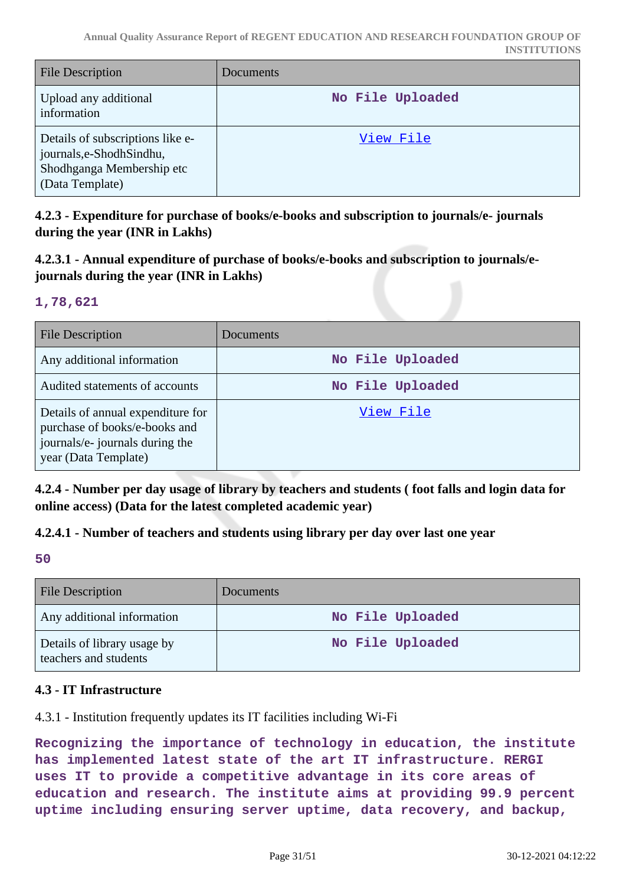| File Description | Documents |
|---|---|
| Upload any additional information | No File Uploaded |
| Details of subscriptions like e-journals,e-ShodhSindhu, Shodhganga Membership etc (Data Template) | View File |

### 4.2.3 - Expenditure for purchase of books/e-books and subscription to journals/e- journals during the year (INR in Lakhs)

### 4.2.3.1 - Annual expenditure of purchase of books/e-books and subscription to journals/e-journals during the year (INR in Lakhs)

**1,78,621**

| File Description | Documents |
|---|---|
| Any additional information | No File Uploaded |
| Audited statements of accounts | No File Uploaded |
| Details of annual expenditure for purchase of books/e-books and journals/e- journals during the year (Data Template) | View File |

### 4.2.4 - Number per day usage of library by teachers and students ( foot falls and login data for online access) (Data for the latest completed academic year)

### 4.2.4.1 - Number of teachers and students using library per day over last one year

**50**

| File Description | Documents |
|---|---|
| Any additional information | No File Uploaded |
| Details of library usage by teachers and students | No File Uploaded |

### 4.3 - IT Infrastructure

4.3.1 - Institution frequently updates its IT facilities including Wi-Fi

**Recognizing the importance of technology in education, the institute has implemented latest state of the art IT infrastructure. RERGI uses IT to provide a competitive advantage in its core areas of education and research. The institute aims at providing 99.9 percent uptime including ensuring server uptime, data recovery, and backup,**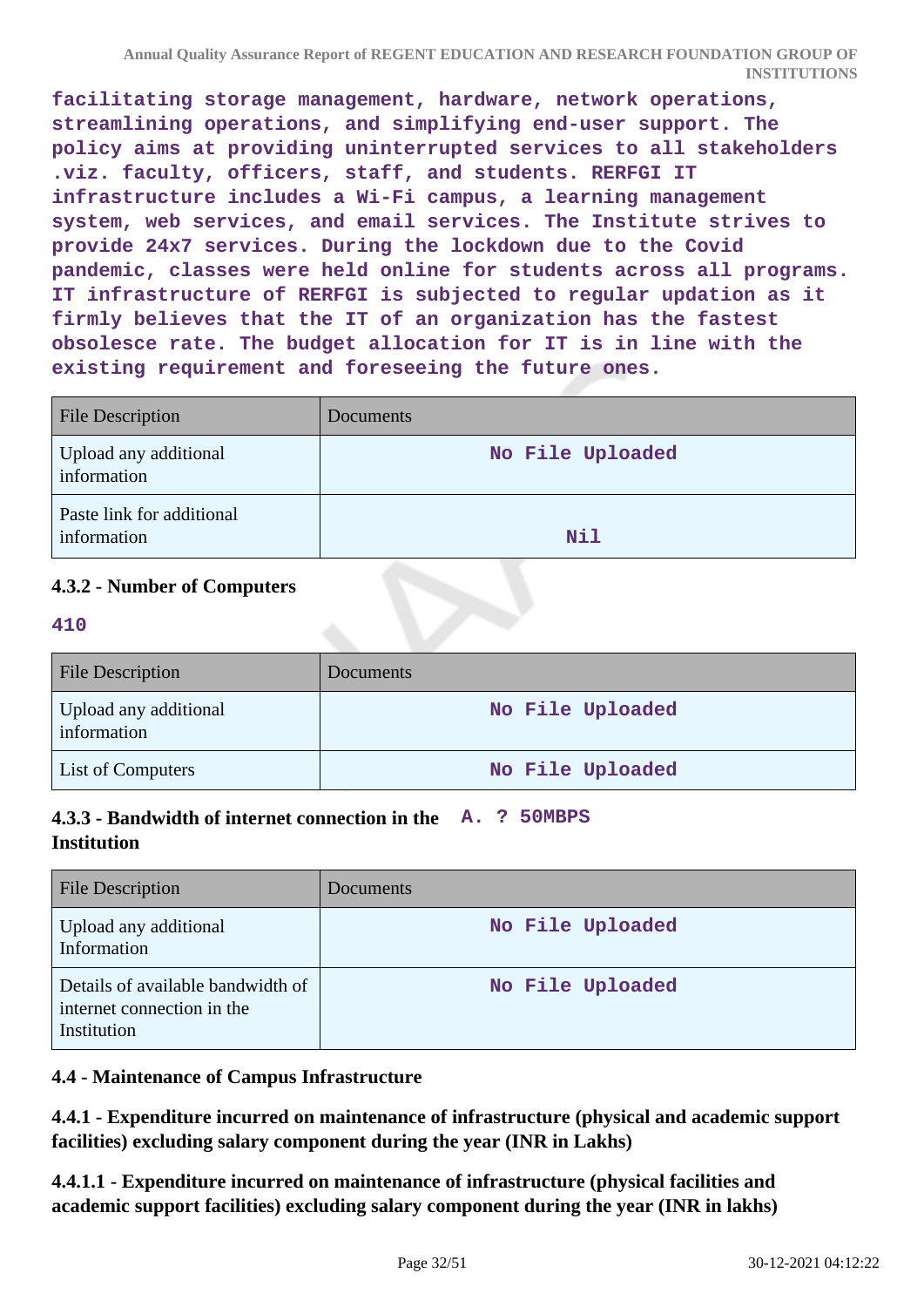**facilitating storage management, hardware, network operations, streamlining operations, and simplifying end-user support. The policy aims at providing uninterrupted services to all stakeholders .viz. faculty, officers, staff, and students. RERFGI IT infrastructure includes a Wi-Fi campus, a learning management system, web services, and email services. The Institute strives to provide 24x7 services. During the lockdown due to the Covid pandemic, classes were held online for students across all programs. IT infrastructure of RERFGI is subjected to regular updation as it firmly believes that the IT of an organization has the fastest obsolesce rate. The budget allocation for IT is in line with the existing requirement and foreseeing the future ones.**

| File Description | Documents |
|---|---|
| Upload any additional information | No File Uploaded |
| Paste link for additional information | Nil |

**4.3.2 - Number of Computers**

**410**

| File Description | Documents |
|---|---|
| Upload any additional information | No File Uploaded |
| List of Computers | No File Uploaded |

**4.3.3 - Bandwidth of internet connection in the Institution** **A. ? 50MBPS**

| File Description | Documents |
|---|---|
| Upload any additional Information | No File Uploaded |
| Details of available bandwidth of internet connection in the Institution | No File Uploaded |

**4.4 - Maintenance of Campus Infrastructure**

**4.4.1 - Expenditure incurred on maintenance of infrastructure (physical and academic support facilities) excluding salary component during the year (INR in Lakhs)**

**4.4.1.1 - Expenditure incurred on maintenance of infrastructure (physical facilities and academic support facilities) excluding salary component during the year (INR in lakhs)**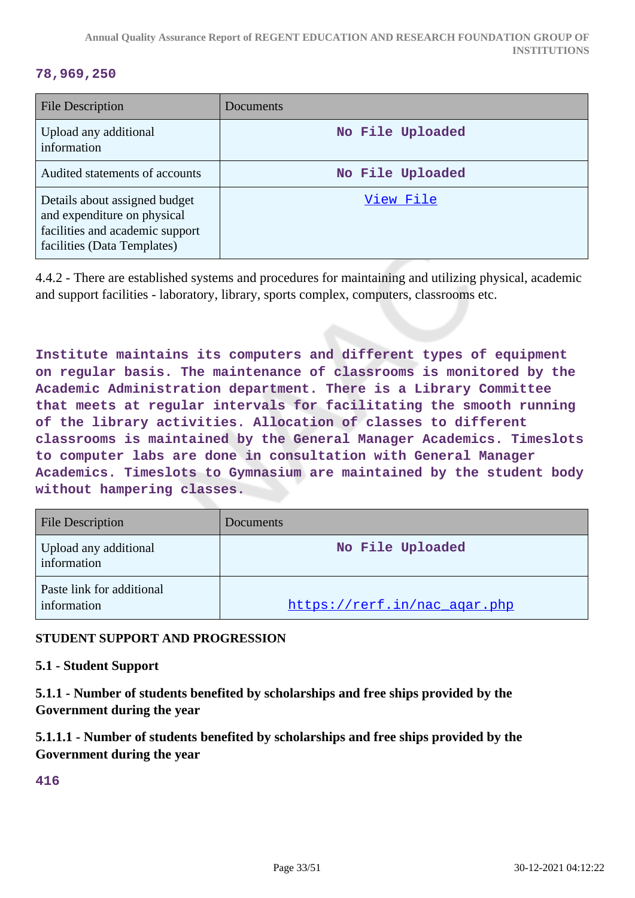**78,969,250**

| File Description | Documents |
| --- | --- |
| Upload any additional information | No File Uploaded |
| Audited statements of accounts | No File Uploaded |
| Details about assigned budget and expenditure on physical facilities and academic support facilities (Data Templates) | View File |

4.4.2 - There are established systems and procedures for maintaining and utilizing physical, academic and support facilities - laboratory, library, sports complex, computers, classrooms etc.

**Institute maintains its computers and different types of equipment on regular basis. The maintenance of classrooms is monitored by the Academic Administration department. There is a Library Committee that meets at regular intervals for facilitating the smooth running of the library activities. Allocation of classes to different classrooms is maintained by the General Manager Academics. Timeslots to computer labs are done in consultation with General Manager Academics. Timeslots to Gymnasium are maintained by the student body without hampering classes.**

| File Description | Documents |
| --- | --- |
| Upload any additional information | No File Uploaded |
| Paste link for additional information | https://rerf.in/nac_aqar.php |

**STUDENT SUPPORT AND PROGRESSION**

**5.1 - Student Support**

**5.1.1 - Number of students benefited by scholarships and free ships provided by the Government during the year**

**5.1.1.1 - Number of students benefited by scholarships and free ships provided by the Government during the year**

**416**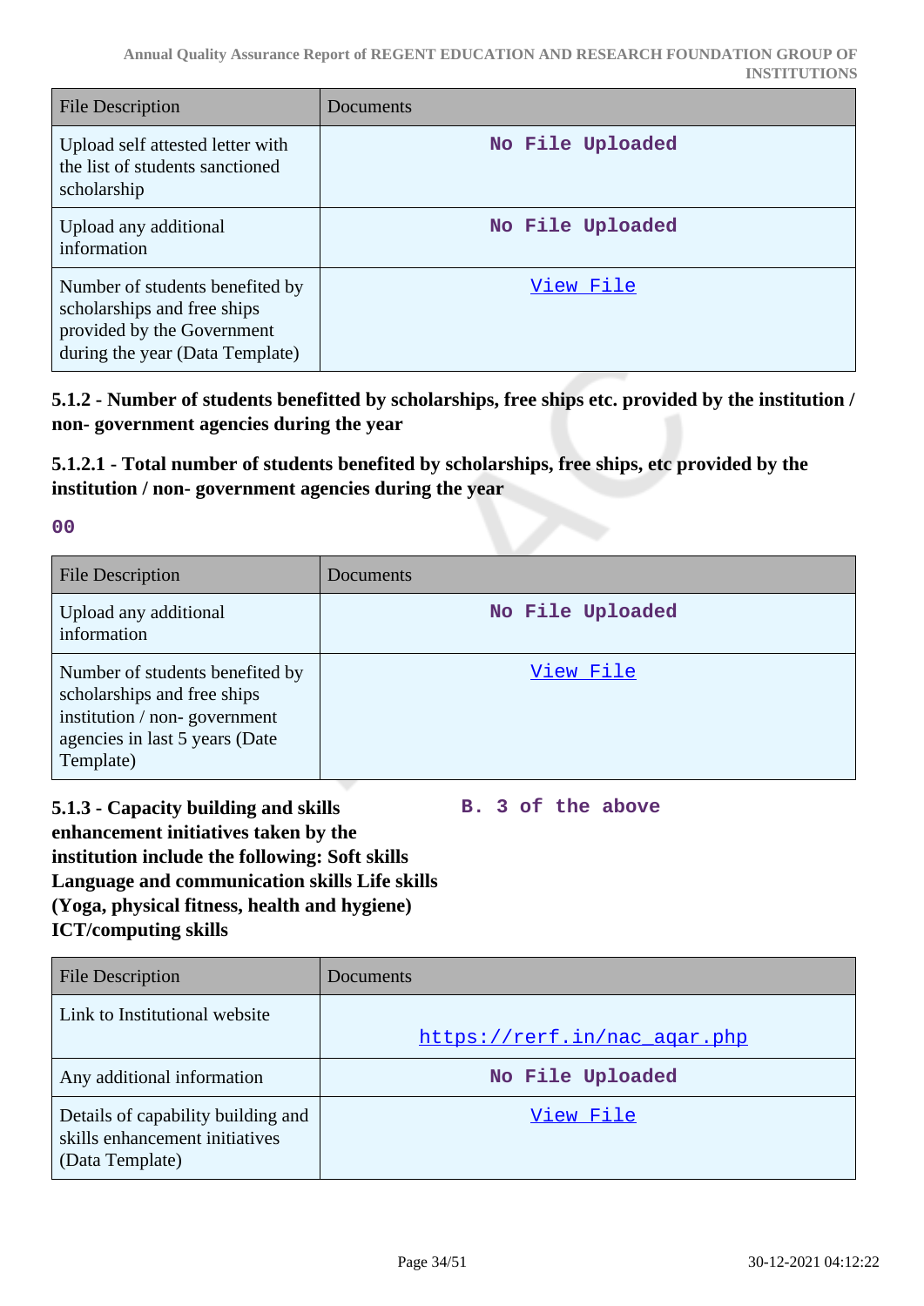| File Description | Documents |
|---|---|
| Upload self attested letter with the list of students sanctioned scholarship | No File Uploaded |
| Upload any additional information | No File Uploaded |
| Number of students benefited by scholarships and free ships provided by the Government during the year (Data Template) | View File |

**5.1.2 - Number of students benefitted by scholarships, free ships etc. provided by the institution / non- government agencies during the year**

**5.1.2.1 - Total number of students benefited by scholarships, free ships, etc provided by the institution / non- government agencies during the year**

00

| File Description | Documents |
|---|---|
| Upload any additional information | No File Uploaded |
| Number of students benefited by scholarships and free ships institution / non- government agencies in last 5 years (Date Template) | View File |

**5.1.3 - Capacity building and skills enhancement initiatives taken by the institution include the following: Soft skills Language and communication skills Life skills (Yoga, physical fitness, health and hygiene) ICT/computing skills**

B. 3 of the above

| File Description | Documents |
|---|---|
| Link to Institutional website | https://rerf.in/nac_aqar.php |
| Any additional information | No File Uploaded |
| Details of capability building and skills enhancement initiatives (Data Template) | View File |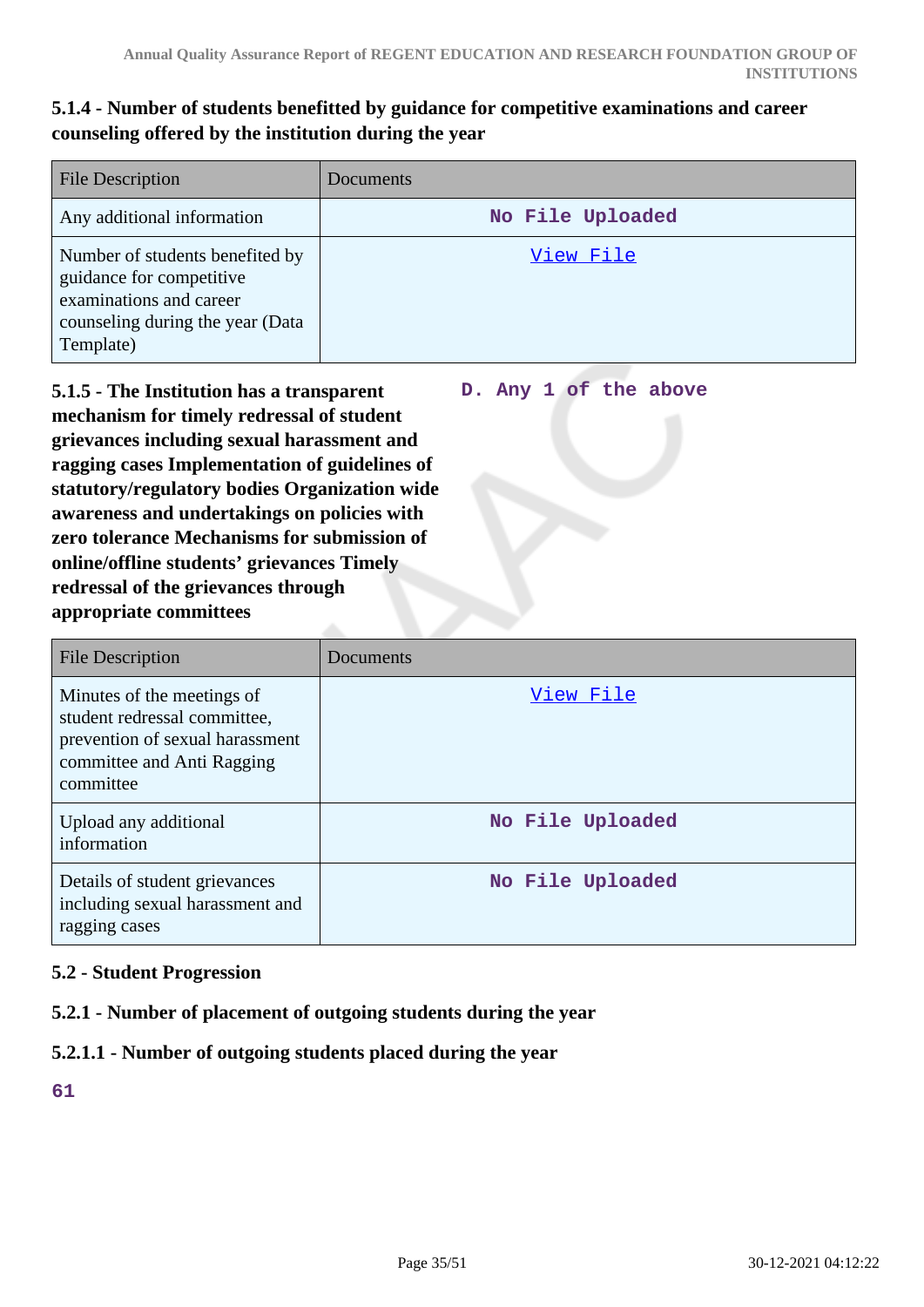**5.1.4 - Number of students benefitted by guidance for competitive examinations and career counseling offered by the institution during the year**

| File Description | Documents |
| --- | --- |
| Any additional information | No File Uploaded |
| Number of students benefited by guidance for competitive examinations and career counseling during the year (Data Template) | View File |

**5.1.5 - The Institution has a transparent mechanism for timely redressal of student grievances including sexual harassment and ragging cases Implementation of guidelines of statutory/regulatory bodies Organization wide awareness and undertakings on policies with zero tolerance Mechanisms for submission of online/offline students' grievances Timely redressal of the grievances through appropriate committees**

D. Any 1 of the above

| File Description | Documents |
| --- | --- |
| Minutes of the meetings of student redressal committee, prevention of sexual harassment committee and Anti Ragging committee | View File |
| Upload any additional information | No File Uploaded |
| Details of student grievances including sexual harassment and ragging cases | No File Uploaded |

**5.2 - Student Progression**

**5.2.1 - Number of placement of outgoing students during the year**

**5.2.1.1 - Number of outgoing students placed during the year**

61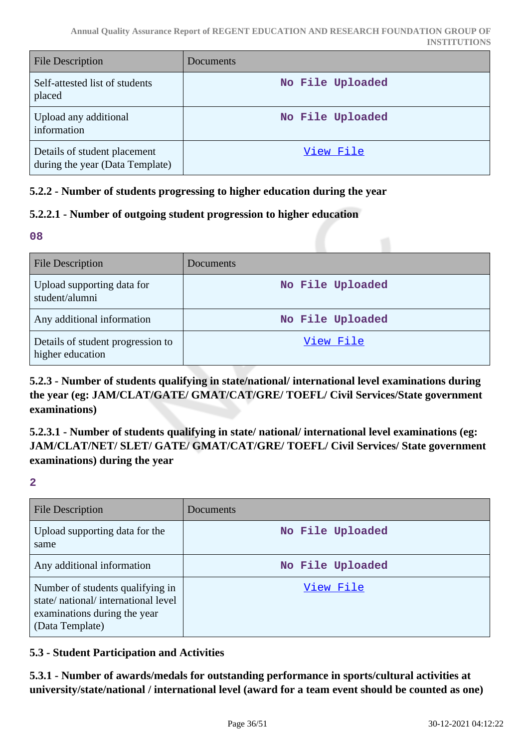| File Description | Documents |
|---|---|
| Self-attested list of students placed | No File Uploaded |
| Upload any additional information | No File Uploaded |
| Details of student placement during the year (Data Template) | View File |

### 5.2.2 - Number of students progressing to higher education during the year

### 5.2.2.1 - Number of outgoing student progression to higher education

**08**

| File Description | Documents |
|---|---|
| Upload supporting data for student/alumni | No File Uploaded |
| Any additional information | No File Uploaded |
| Details of student progression to higher education | View File |

### 5.2.3 - Number of students qualifying in state/national/ international level examinations during the year (eg: JAM/CLAT/GATE/ GMAT/CAT/GRE/ TOEFL/ Civil Services/State government examinations)

### 5.2.3.1 - Number of students qualifying in state/ national/ international level examinations (eg: JAM/CLAT/NET/ SLET/ GATE/ GMAT/CAT/GRE/ TOEFL/ Civil Services/ State government examinations) during the year

**2**

| File Description | Documents |
|---|---|
| Upload supporting data for the same | No File Uploaded |
| Any additional information | No File Uploaded |
| Number of students qualifying in state/ national/ international level examinations during the year (Data Template) | View File |

### 5.3 - Student Participation and Activities

### 5.3.1 - Number of awards/medals for outstanding performance in sports/cultural activities at university/state/national / international level (award for a team event should be counted as one)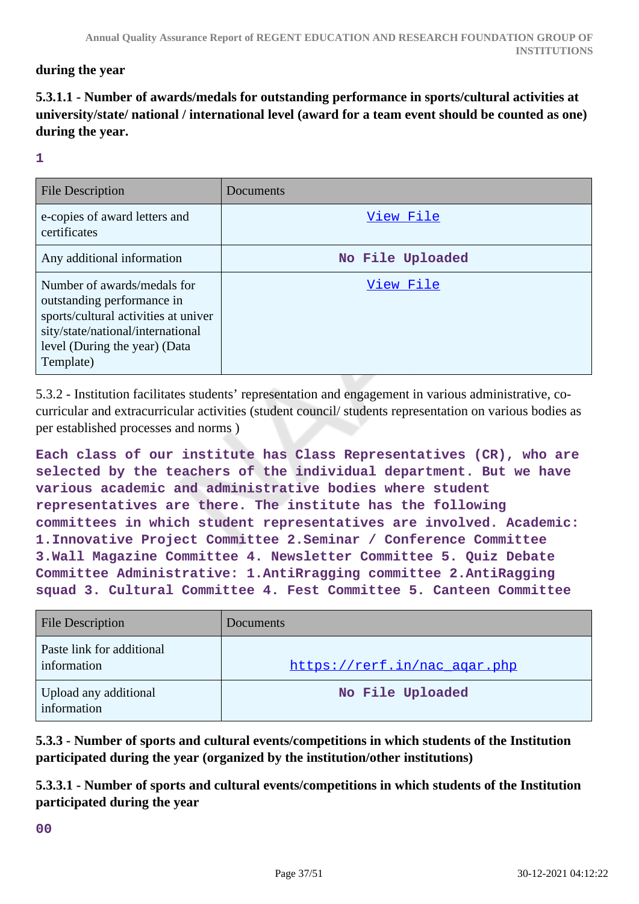**during the year**

**5.3.1.1 - Number of awards/medals for outstanding performance in sports/cultural activities at university/state/ national / international level (award for a team event should be counted as one) during the year.**

**1**

| File Description | Documents |
|---|---|
| e-copies of award letters and certificates | View File |
| Any additional information | No File Uploaded |
| Number of awards/medals for outstanding performance in sports/cultural activities at university/state/national/international level (During the year) (Data Template) | View File |

5.3.2 - Institution facilitates students' representation and engagement in various administrative, co-curricular and extracurricular activities (student council/ students representation on various bodies as per established processes and norms )

**Each class of our institute has Class Representatives (CR), who are selected by the teachers of the individual department. But we have various academic and administrative bodies where student representatives are there. The institute has the following committees in which student representatives are involved. Academic: 1.Innovative Project Committee 2.Seminar / Conference Committee 3.Wall Magazine Committee 4. Newsletter Committee 5. Quiz Debate Committee Administrative: 1.AntiRagging committee 2.AntiRagging squad 3. Cultural Committee 4. Fest Committee 5. Canteen Committee**

| File Description | Documents |
|---|---|
| Paste link for additional information | https://rerf.in/nac_aqar.php |
| Upload any additional information | No File Uploaded |

**5.3.3 - Number of sports and cultural events/competitions in which students of the Institution participated during the year (organized by the institution/other institutions)**

**5.3.3.1 - Number of sports and cultural events/competitions in which students of the Institution participated during the year**

**00**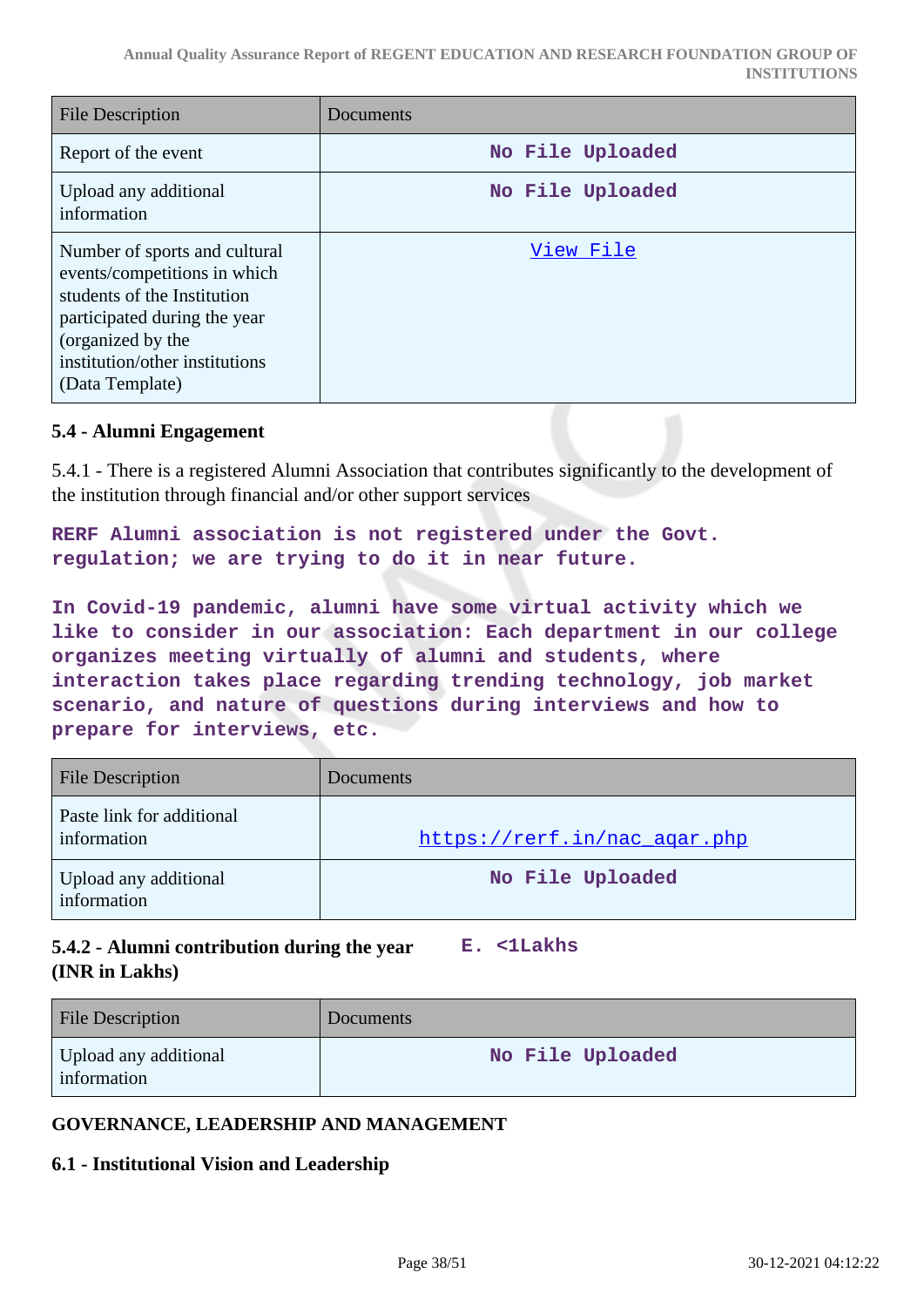| File Description | Documents |
|---|---|
| Report of the event | No File Uploaded |
| Upload any additional information | No File Uploaded |
| Number of sports and cultural events/competitions in which students of the Institution participated during the year (organized by the institution/other institutions (Data Template) | View File |

### 5.4 - Alumni Engagement

5.4.1 - There is a registered Alumni Association that contributes significantly to the development of the institution through financial and/or other support services

**RERF Alumni association is not registered under the Govt. regulation; we are trying to do it in near future.**

**In Covid-19 pandemic, alumni have some virtual activity which we like to consider in our association: Each department in our college organizes meeting virtually of alumni and students, where interaction takes place regarding trending technology, job market scenario, and nature of questions during interviews and how to prepare for interviews, etc.**

| File Description | Documents |
|---|---|
| Paste link for additional information | https://rerf.in/nac_aqar.php |
| Upload any additional information | No File Uploaded |

**5.4.2 - Alumni contribution during the year (INR in Lakhs)** **E. <1Lakhs**

| File Description | Documents |
|---|---|
| Upload any additional information | No File Uploaded |

## GOVERNANCE, LEADERSHIP AND MANAGEMENT

### 6.1 - Institutional Vision and Leadership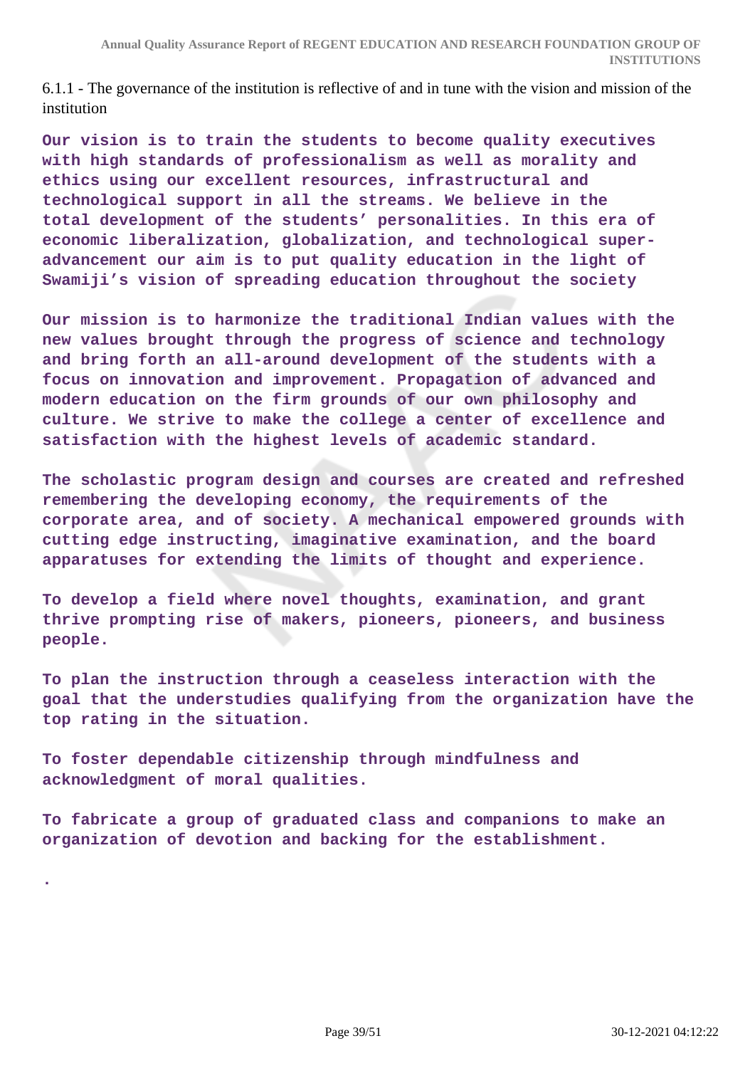6.1.1 - The governance of the institution is reflective of and in tune with the vision and mission of the institution

**Our vision is to train the students to become quality executives with high standards of professionalism as well as morality and ethics using our excellent resources, infrastructural and technological support in all the streams. We believe in the total development of the students' personalities. In this era of economic liberalization, globalization, and technological super-advancement our aim is to put quality education in the light of Swamiji's vision of spreading education throughout the society**

**Our mission is to harmonize the traditional Indian values with the new values brought through the progress of science and technology and bring forth an all-around development of the students with a focus on innovation and improvement. Propagation of advanced and modern education on the firm grounds of our own philosophy and culture. We strive to make the college a center of excellence and satisfaction with the highest levels of academic standard.**

**The scholastic program design and courses are created and refreshed remembering the developing economy, the requirements of the corporate area, and of society. A mechanical empowered grounds with cutting edge instructing, imaginative examination, and the board apparatuses for extending the limits of thought and experience.**

**To develop a field where novel thoughts, examination, and grant thrive prompting rise of makers, pioneers, pioneers, and business people.**

**To plan the instruction through a ceaseless interaction with the goal that the understudies qualifying from the organization have the top rating in the situation.**

**To foster dependable citizenship through mindfulness and acknowledgment of moral qualities.**

**To fabricate a group of graduated class and companions to make an organization of devotion and backing for the establishment.**

**.**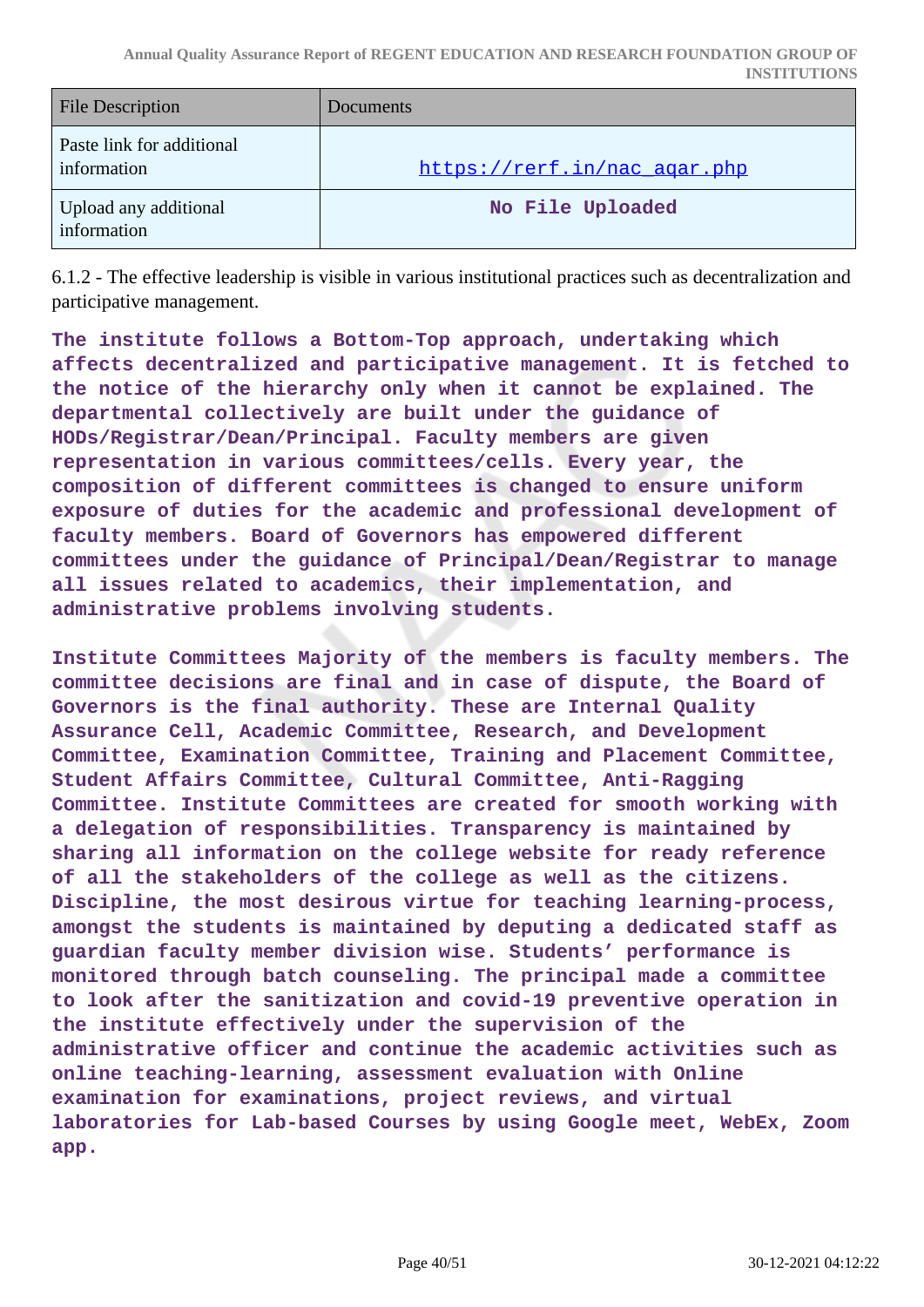| File Description | Documents |
| --- | --- |
| Paste link for additional information | https://rerf.in/nac_aqar.php |
| Upload any additional information | No File Uploaded |

6.1.2 - The effective leadership is visible in various institutional practices such as decentralization and participative management.

**The institute follows a Bottom-Top approach, undertaking which affects decentralized and participative management. It is fetched to the notice of the hierarchy only when it cannot be explained. The departmental collectively are built under the guidance of HODs/Registrar/Dean/Principal. Faculty members are given representation in various committees/cells. Every year, the composition of different committees is changed to ensure uniform exposure of duties for the academic and professional development of faculty members. Board of Governors has empowered different committees under the guidance of Principal/Dean/Registrar to manage all issues related to academics, their implementation, and administrative problems involving students.**

**Institute Committees Majority of the members is faculty members. The committee decisions are final and in case of dispute, the Board of Governors is the final authority. These are Internal Quality Assurance Cell, Academic Committee, Research, and Development Committee, Examination Committee, Training and Placement Committee, Student Affairs Committee, Cultural Committee, Anti-Ragging Committee. Institute Committees are created for smooth working with a delegation of responsibilities. Transparency is maintained by sharing all information on the college website for ready reference of all the stakeholders of the college as well as the citizens. Discipline, the most desirous virtue for teaching learning-process, amongst the students is maintained by deputing a dedicated staff as guardian faculty member division wise. Students' performance is monitored through batch counseling. The principal made a committee to look after the sanitization and covid-19 preventive operation in the institute effectively under the supervision of the administrative officer and continue the academic activities such as online teaching-learning, assessment evaluation with Online examination for examinations, project reviews, and virtual laboratories for Lab-based Courses by using Google meet, WebEx, Zoom app.**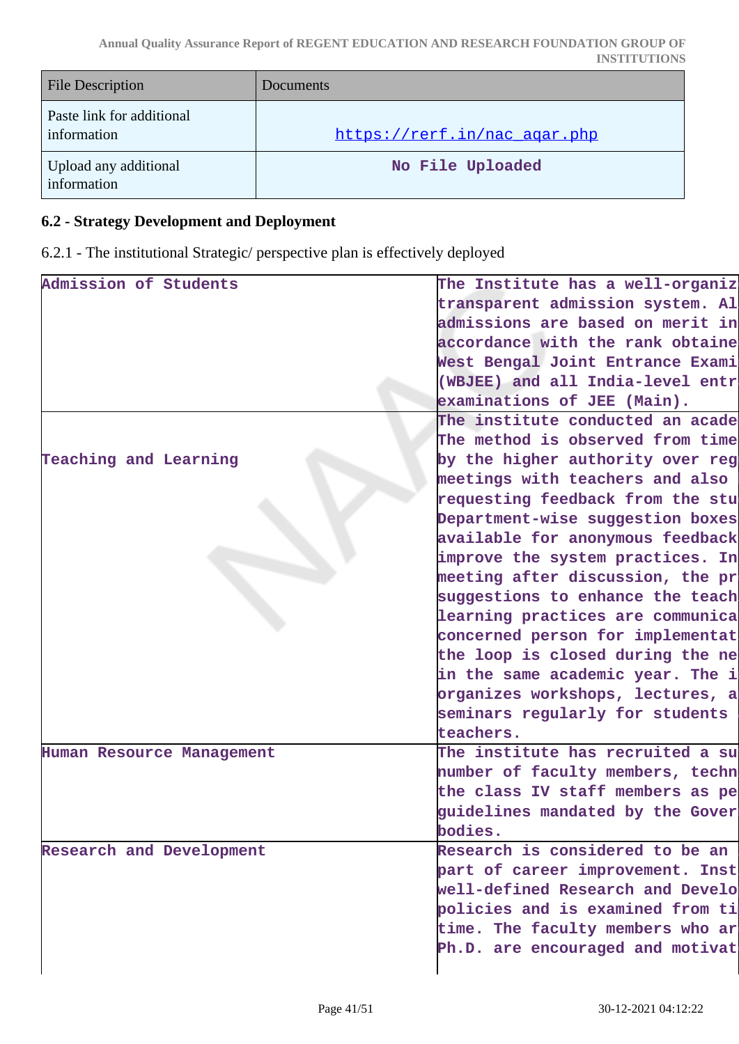| File Description | Documents |
|---|---|
| Paste link for additional information | https://rerf.in/nac_aqar.php |
| Upload any additional information | No File Uploaded |

**6.2 - Strategy Development and Deployment**

6.2.1 - The institutional Strategic/ perspective plan is effectively deployed

| | |
|---|---|
| Admission of Students | The Institute has a well-organiz transparent admission system. Al admissions are based on merit in accordance with the rank obtaine West Bengal Joint Entrance Exami (WBJEE) and all India-level entr examinations of JEE (Main). |
| Teaching and Learning | The institute conducted an acade The method is observed from time by the higher authority over reg meetings with teachers and also requesting feedback from the stu Department-wise suggestion boxes available for anonymous feedback improve the system practices. In meeting after discussion, the pr suggestions to enhance the teach learning practices are communica concerned person for implementat the loop is closed during the ne in the same academic year. The i organizes workshops, lectures, a seminars regularly for students teachers. |
| Human Resource Management | The institute has recruited a su number of faculty members, techn the class IV staff members as pe guidelines mandated by the Gover bodies. |
| Research and Development | Research is considered to be an part of career improvement. Inst well-defined Research and Develo policies and is examined from ti time. The faculty members who ar Ph.D. are encouraged and motivat |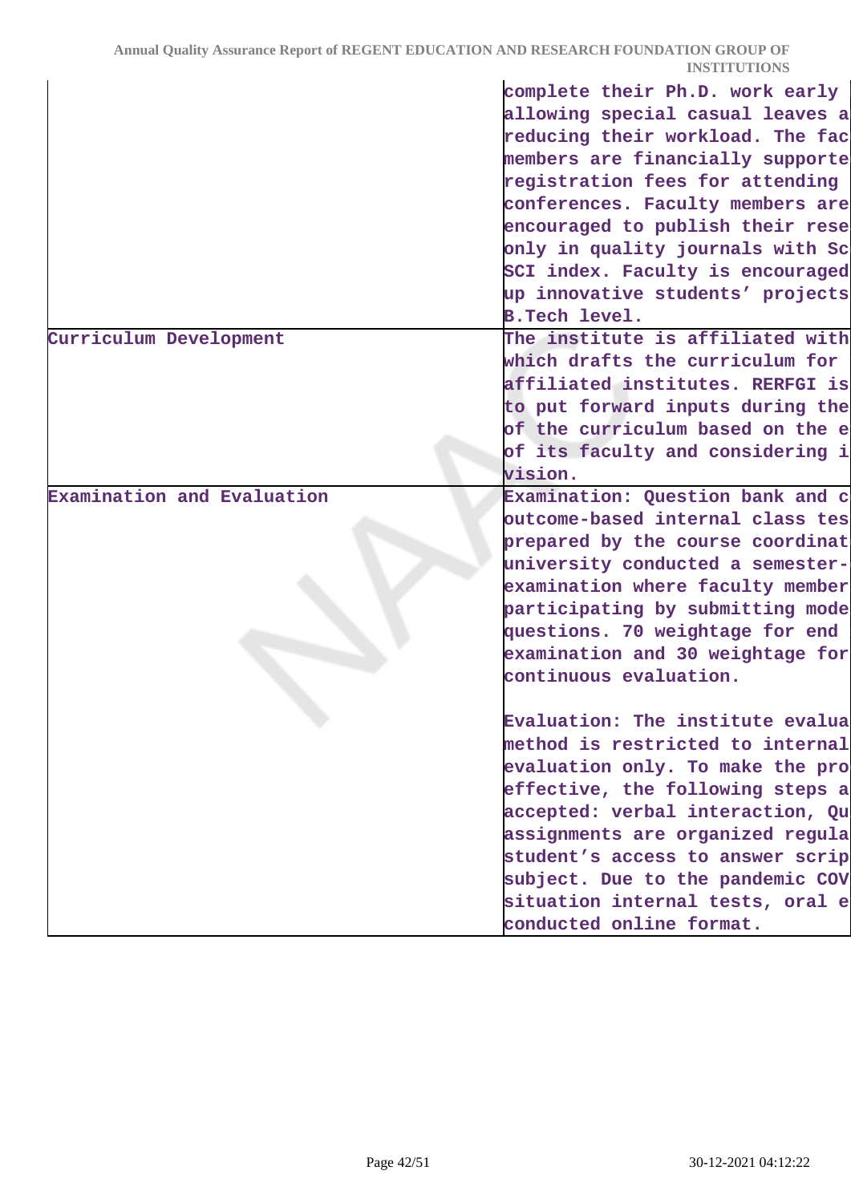| | |
|---|---|
| | complete their Ph.D. work early allowing special casual leaves a reducing their workload. The fac members are financially supporte registration fees for attending conferences. Faculty members are encouraged to publish their rese only in quality journals with Sc SCI index. Faculty is encouraged up innovative students' projects B.Tech level. |
| Curriculum Development | The institute is affiliated with which drafts the curriculum for affiliated institutes. RERFGI is to put forward inputs during the of the curriculum based on the e of its faculty and considering i vision. |
| Examination and Evaluation | Examination: Question bank and c outcome-based internal class tes prepared by the course coordinat university conducted a semester- examination where faculty member participating by submitting mode questions. 70 weightage for end examination and 30 weightage for continuous evaluation.<br><br>Evaluation: The institute evalua method is restricted to internal evaluation only. To make the pro effective, the following steps a accepted: verbal interaction, Qu assignments are organized regula student's access to answer scrip subject. Due to the pandemic COV situation internal tests, oral e conducted online format. |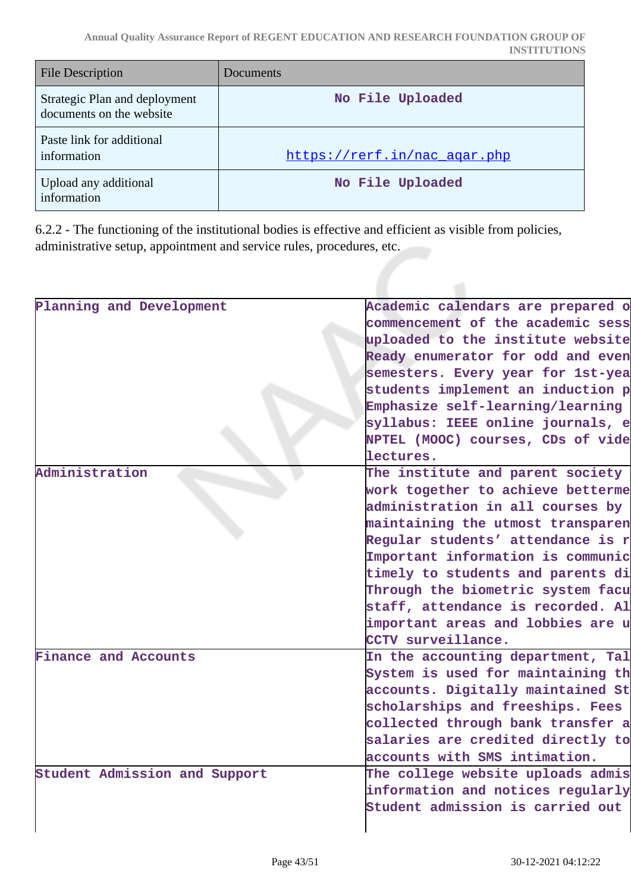| File Description | Documents |
|---|---|
| Strategic Plan and deployment documents on the website | No File Uploaded |
| Paste link for additional information | https://rerf.in/nac_aqar.php |
| Upload any additional information | No File Uploaded |

6.2.2 - The functioning of the institutional bodies is effective and efficient as visible from policies, administrative setup, appointment and service rules, procedures, etc.

| | |
|---|---|
| Planning and Development | Academic calendars are prepared o commencement of the academic sess uploaded to the institute website Ready enumerator for odd and even semesters. Every year for 1st-yea students implement an induction p Emphasize self-learning/learning syllabus: IEEE online journals, e NPTEL (MOOC) courses, CDs of vide lectures. |
| Administration | The institute and parent society work together to achieve betterme administration in all courses by maintaining the utmost transparen Regular students' attendance is r Important information is communic timely to students and parents di Through the biometric system facu staff, attendance is recorded. Al important areas and lobbies are u CCTV surveillance. |
| Finance and Accounts | In the accounting department, Tal System is used for maintaining th accounts. Digitally maintained St scholarships and freeships. Fees collected through bank transfer a salaries are credited directly to accounts with SMS intimation. |
| Student Admission and Support | The college website uploads admis information and notices regularly Student admission is carried out |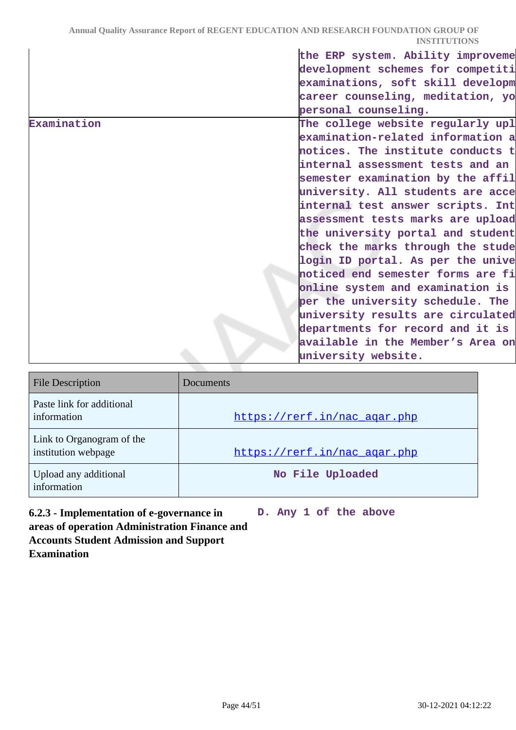| | |
|---|---|
| | the ERP system. Ability improveme development schemes for competiti examinations, soft skill developm career counseling, meditation, yo personal counseling. |
| Examination | The college website regularly upl examination-related information a notices. The institute conducts t internal assessment tests and an semester examination by the affil university. All students are acce internal test answer scripts. Int assessment tests marks are upload the university portal and student check the marks through the stude login ID portal. As per the unive noticed end semester forms are fi online system and examination is per the university schedule. The university results are circulated departments for record and it is available in the Member's Area on university website. |

| File Description | Documents |
|---|---|
| Paste link for additional information | https://rerf.in/nac_aqar.php |
| Link to Organogram of the institution webpage | https://rerf.in/nac_aqar.php |
| Upload any additional information | No File Uploaded |

**6.2.3 - Implementation of e-governance in areas of operation Administration Finance and Accounts Student Admission and Support Examination**

D. Any 1 of the above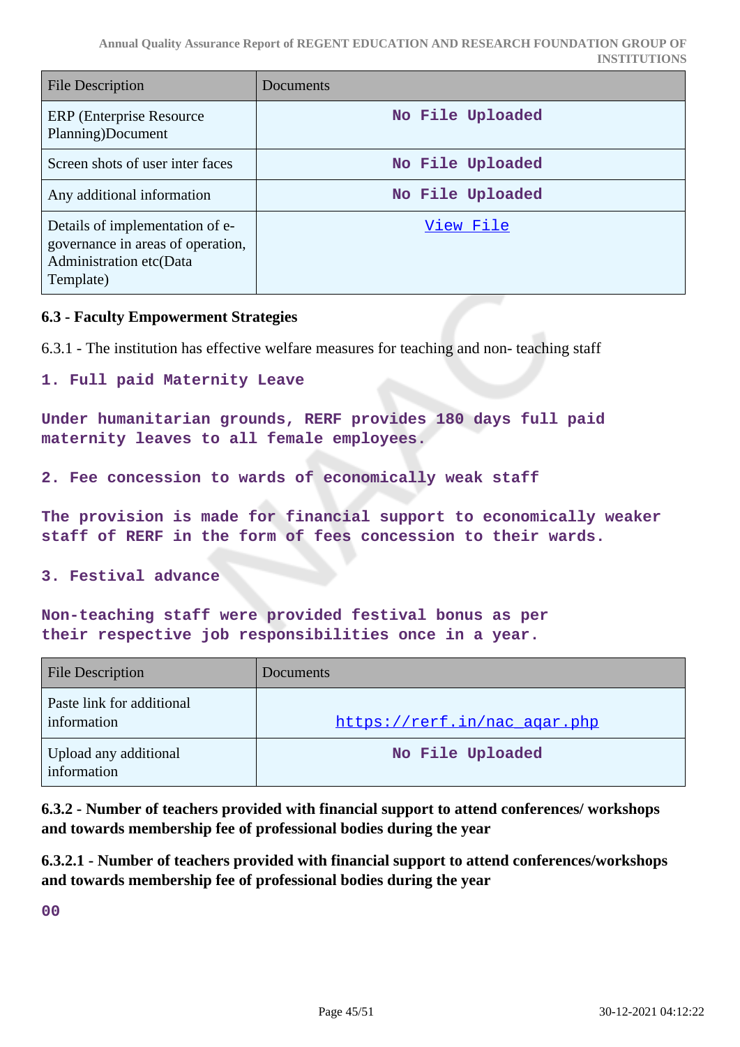| File Description | Documents |
|---|---|
| ERP (Enterprise Resource Planning)Document | No File Uploaded |
| Screen shots of user inter faces | No File Uploaded |
| Any additional information | No File Uploaded |
| Details of implementation of e-governance in areas of operation, Administration etc(Data Template) | View File |

### 6.3 - Faculty Empowerment Strategies

6.3.1 - The institution has effective welfare measures for teaching and non- teaching staff

1. Full paid Maternity Leave

Under humanitarian grounds, RERF provides 180 days full paid maternity leaves to all female employees.

2. Fee concession to wards of economically weak staff

The provision is made for financial support to economically weaker staff of RERF in the form of fees concession to their wards.

3. Festival advance

Non-teaching staff were provided festival bonus as per their respective job responsibilities once in a year.

| File Description | Documents |
|---|---|
| Paste link for additional information | https://rerf.in/nac_aqar.php |
| Upload any additional information | No File Uploaded |

**6.3.2 - Number of teachers provided with financial support to attend conferences/ workshops and towards membership fee of professional bodies during the year**

**6.3.2.1 - Number of teachers provided with financial support to attend conferences/workshops and towards membership fee of professional bodies during the year**

00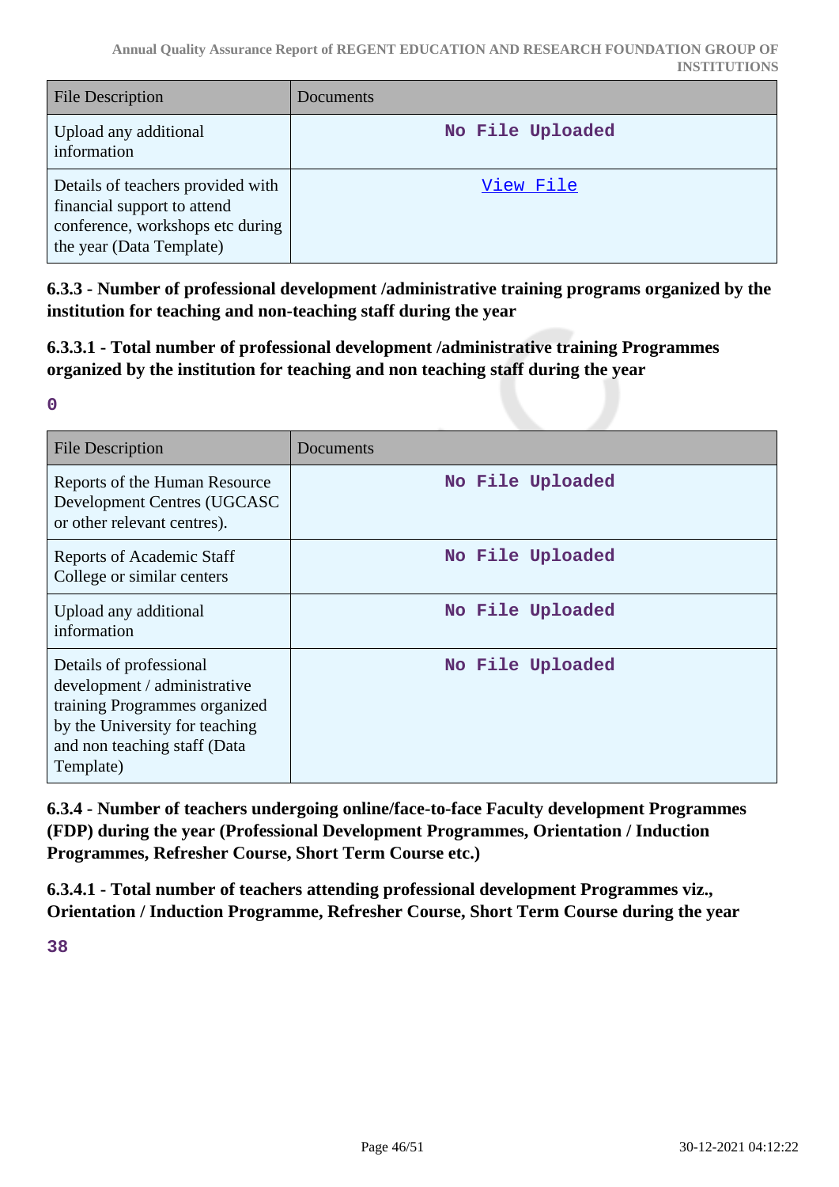| File Description | Documents |
| --- | --- |
| Upload any additional information | No File Uploaded |
| Details of teachers provided with financial support to attend conference, workshops etc during the year (Data Template) | View File |

**6.3.3 - Number of professional development /administrative training programs organized by the institution for teaching and non-teaching staff during the year**

**6.3.3.1 - Total number of professional development /administrative training Programmes organized by the institution for teaching and non teaching staff during the year**

**0**

| File Description | Documents |
| --- | --- |
| Reports of the Human Resource Development Centres (UGCASC or other relevant centres). | No File Uploaded |
| Reports of Academic Staff College or similar centers | No File Uploaded |
| Upload any additional information | No File Uploaded |
| Details of professional development / administrative training Programmes organized by the University for teaching and non teaching staff (Data Template) | No File Uploaded |

**6.3.4 - Number of teachers undergoing online/face-to-face Faculty development Programmes (FDP) during the year (Professional Development Programmes, Orientation / Induction Programmes, Refresher Course, Short Term Course etc.)**

**6.3.4.1 - Total number of teachers attending professional development Programmes viz., Orientation / Induction Programme, Refresher Course, Short Term Course during the year**

**38**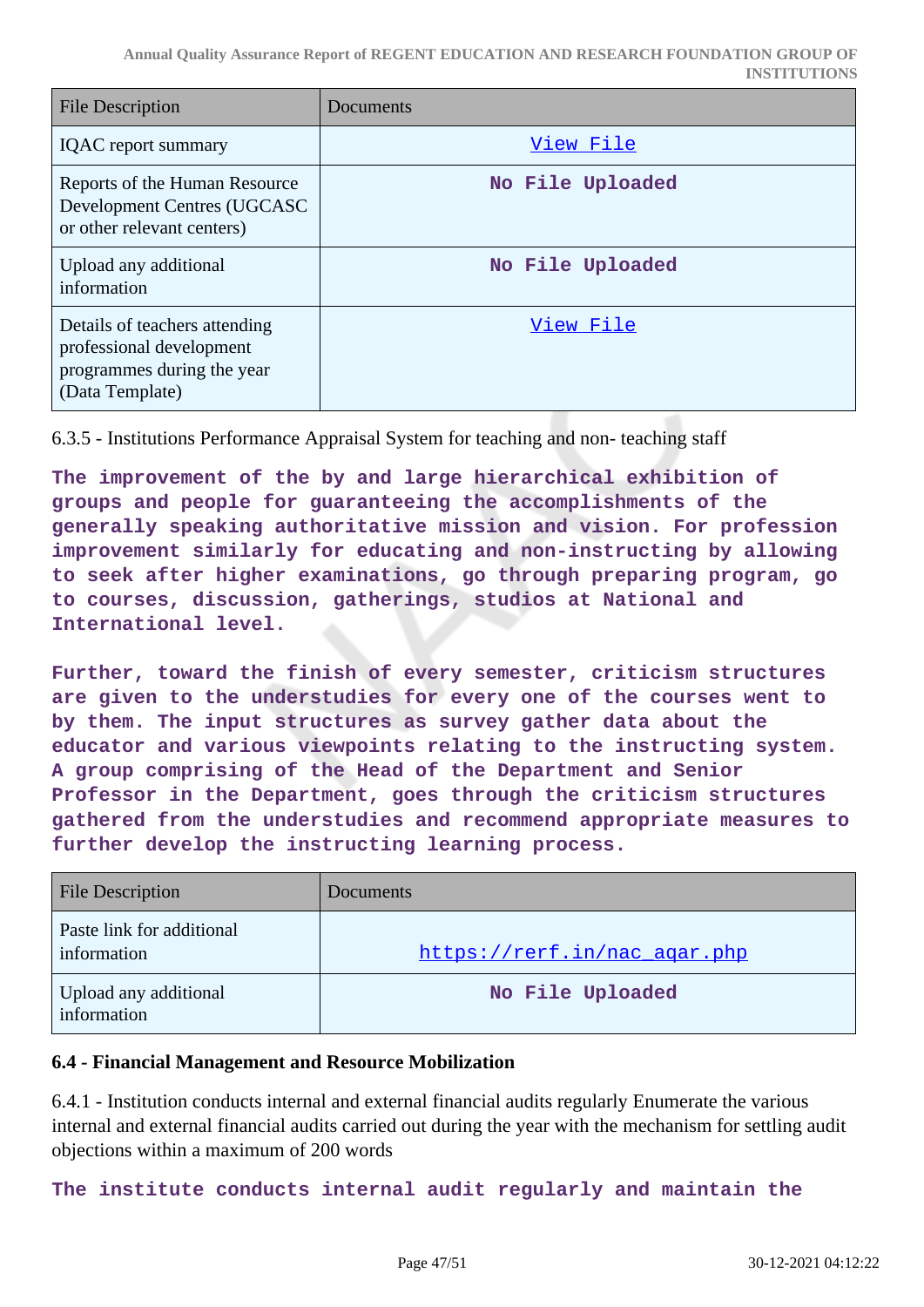| File Description | Documents |
|---|---|
| IQAC report summary | View File |
| Reports of the Human Resource Development Centres (UGCASC or other relevant centers) | No File Uploaded |
| Upload any additional information | No File Uploaded |
| Details of teachers attending professional development programmes during the year (Data Template) | View File |

6.3.5 - Institutions Performance Appraisal System for teaching and non- teaching staff

**The improvement of the by and large hierarchical exhibition of groups and people for guaranteeing the accomplishments of the generally speaking authoritative mission and vision. For profession improvement similarly for educating and non-instructing by allowing to seek after higher examinations, go through preparing program, go to courses, discussion, gatherings, studios at National and International level.**

**Further, toward the finish of every semester, criticism structures are given to the understudies for every one of the courses went to by them. The input structures as survey gather data about the educator and various viewpoints relating to the instructing system. A group comprising of the Head of the Department and Senior Professor in the Department, goes through the criticism structures gathered from the understudies and recommend appropriate measures to further develop the instructing learning process.**

| File Description | Documents |
|---|---|
| Paste link for additional information | https://rerf.in/nac_aqar.php |
| Upload any additional information | No File Uploaded |

### 6.4 - Financial Management and Resource Mobilization

6.4.1 - Institution conducts internal and external financial audits regularly Enumerate the various internal and external financial audits carried out during the year with the mechanism for settling audit objections within a maximum of 200 words

**The institute conducts internal audit regularly and maintain the**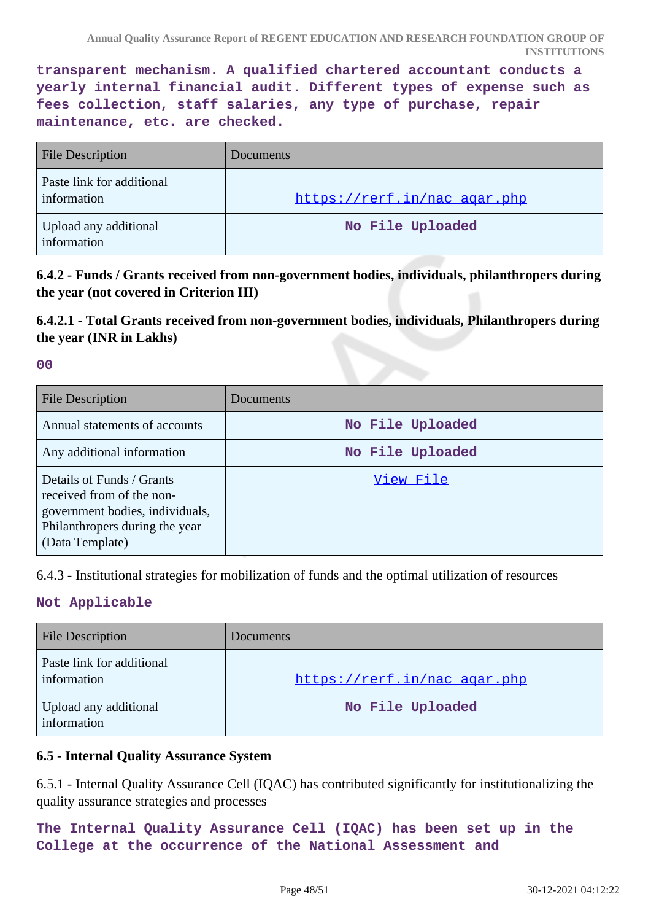**transparent mechanism. A qualified chartered accountant conducts a yearly internal financial audit. Different types of expense such as fees collection, staff salaries, any type of purchase, repair maintenance, etc. are checked.**

| File Description | Documents |
|---|---|
| Paste link for additional information | https://rerf.in/nac_aqar.php |
| Upload any additional information | No File Uploaded |

**6.4.2 - Funds / Grants received from non-government bodies, individuals, philanthropers during the year (not covered in Criterion III)**

**6.4.2.1 - Total Grants received from non-government bodies, individuals, Philanthropers during the year (INR in Lakhs)**

**00**

| File Description | Documents |
|---|---|
| Annual statements of accounts | No File Uploaded |
| Any additional information | No File Uploaded |
| Details of Funds / Grants received from of the non-government bodies, individuals, Philanthropers during the year (Data Template) | View File |

6.4.3 - Institutional strategies for mobilization of funds and the optimal utilization of resources

**Not Applicable**

| File Description | Documents |
|---|---|
| Paste link for additional information | https://rerf.in/nac_aqar.php |
| Upload any additional information | No File Uploaded |

**6.5 - Internal Quality Assurance System**

6.5.1 - Internal Quality Assurance Cell (IQAC) has contributed significantly for institutionalizing the quality assurance strategies and processes

**The Internal Quality Assurance Cell (IQAC) has been set up in the College at the occurrence of the National Assessment and**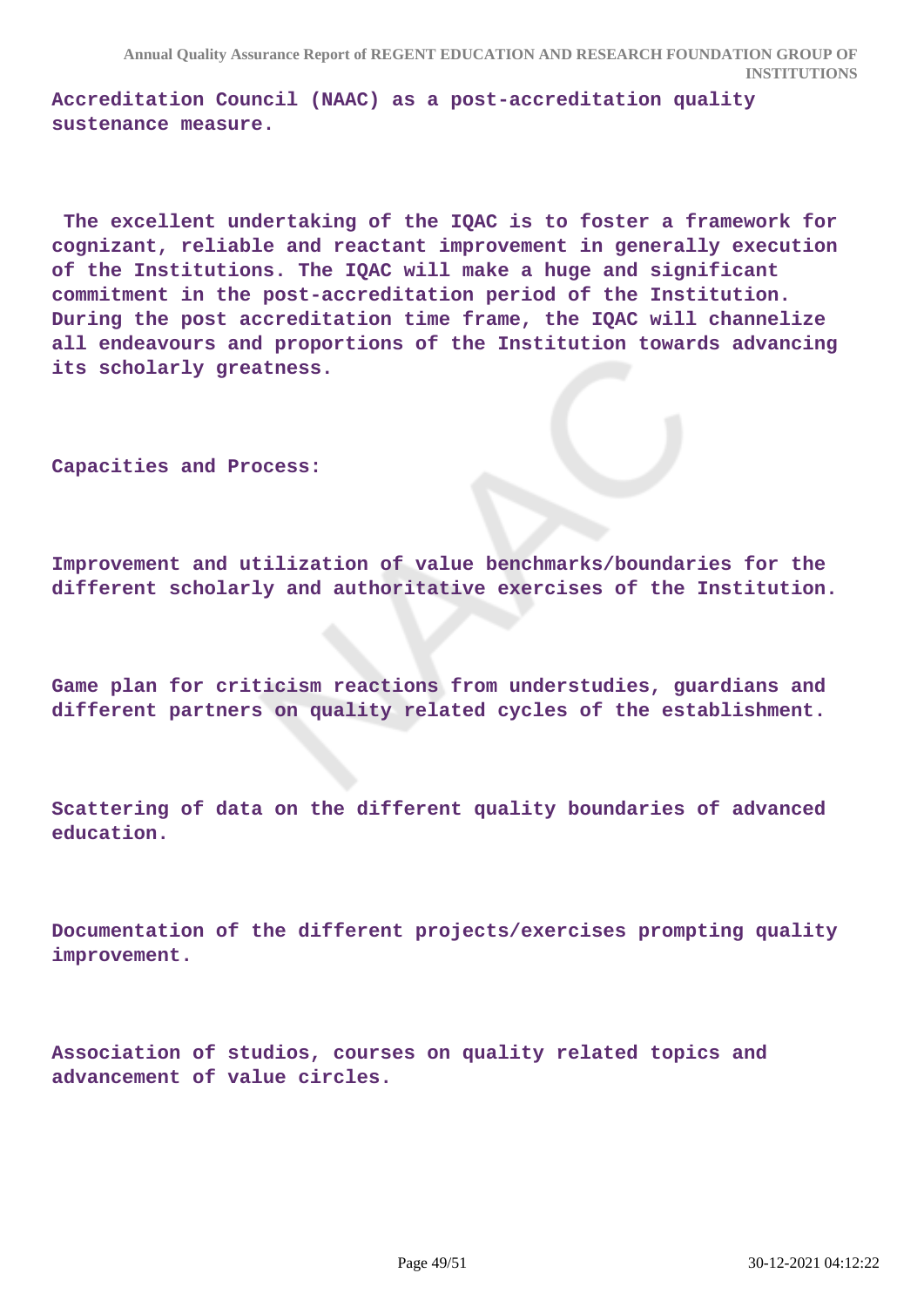**Accreditation Council (NAAC) as a post-accreditation quality sustenance measure.**

**The excellent undertaking of the IQAC is to foster a framework for cognizant, reliable and reactant improvement in generally execution of the Institutions. The IQAC will make a huge and significant commitment in the post-accreditation period of the Institution. During the post accreditation time frame, the IQAC will channelize all endeavours and proportions of the Institution towards advancing its scholarly greatness.**

**Capacities and Process:**

**Improvement and utilization of value benchmarks/boundaries for the different scholarly and authoritative exercises of the Institution.**

**Game plan for criticism reactions from understudies, guardians and different partners on quality related cycles of the establishment.**

**Scattering of data on the different quality boundaries of advanced education.**

**Documentation of the different projects/exercises prompting quality improvement.**

**Association of studios, courses on quality related topics and advancement of value circles.**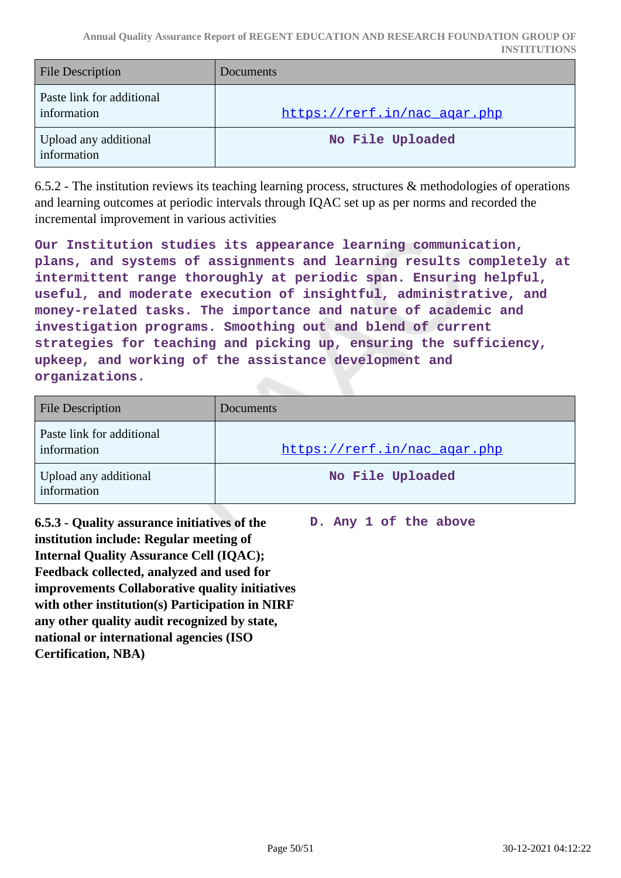| File Description | Documents |
| --- | --- |
| Paste link for additional information | https://rerf.in/nac_aqar.php |
| Upload any additional information | No File Uploaded |

6.5.2 - The institution reviews its teaching learning process, structures & methodologies of operations and learning outcomes at periodic intervals through IQAC set up as per norms and recorded the incremental improvement in various activities

**Our Institution studies its appearance learning communication, plans, and systems of assignments and learning results completely at intermittent range thoroughly at periodic span. Ensuring helpful, useful, and moderate execution of insightful, administrative, and money-related tasks. The importance and nature of academic and investigation programs. Smoothing out and blend of current strategies for teaching and picking up, ensuring the sufficiency, upkeep, and working of the assistance development and organizations.**

| File Description | Documents |
| --- | --- |
| Paste link for additional information | https://rerf.in/nac_aqar.php |
| Upload any additional information | No File Uploaded |

**6.5.3 - Quality assurance initiatives of the institution include: Regular meeting of Internal Quality Assurance Cell (IQAC); Feedback collected, analyzed and used for improvements Collaborative quality initiatives with other institution(s) Participation in NIRF any other quality audit recognized by state, national or international agencies (ISO Certification, NBA)**

**D. Any 1 of the above**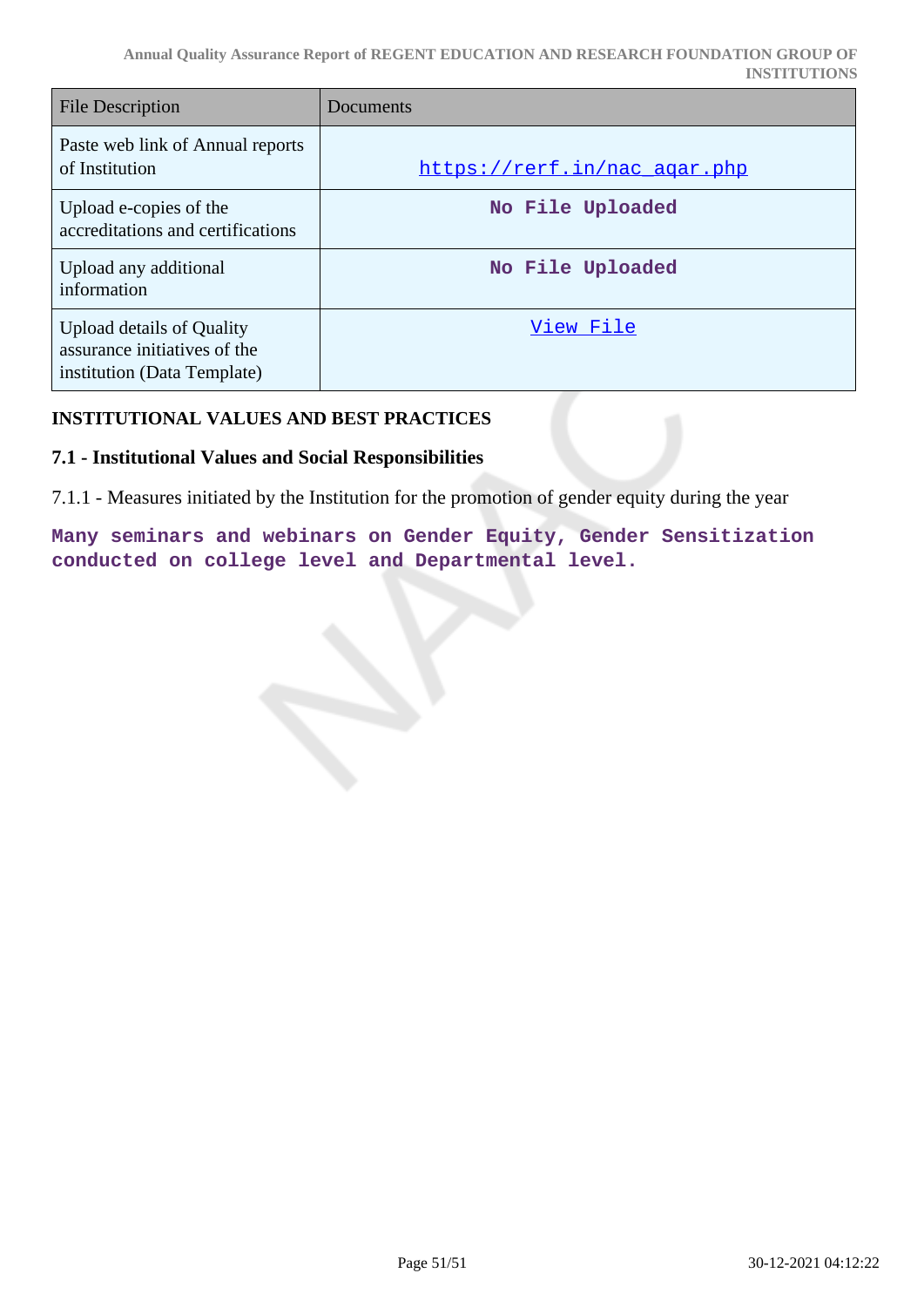| File Description | Documents |
|---|---|
| Paste web link of Annual reports of Institution | https://rerf.in/nac_aqar.php |
| Upload e-copies of the accreditations and certifications | No File Uploaded |
| Upload any additional information | No File Uploaded |
| Upload details of Quality assurance initiatives of the institution (Data Template) | View File |

**INSTITUTIONAL VALUES AND BEST PRACTICES**

**7.1 - Institutional Values and Social Responsibilities**

7.1.1 - Measures initiated by the Institution for the promotion of gender equity during the year

**Many seminars and webinars on Gender Equity, Gender Sensitization conducted on college level and Departmental level.**